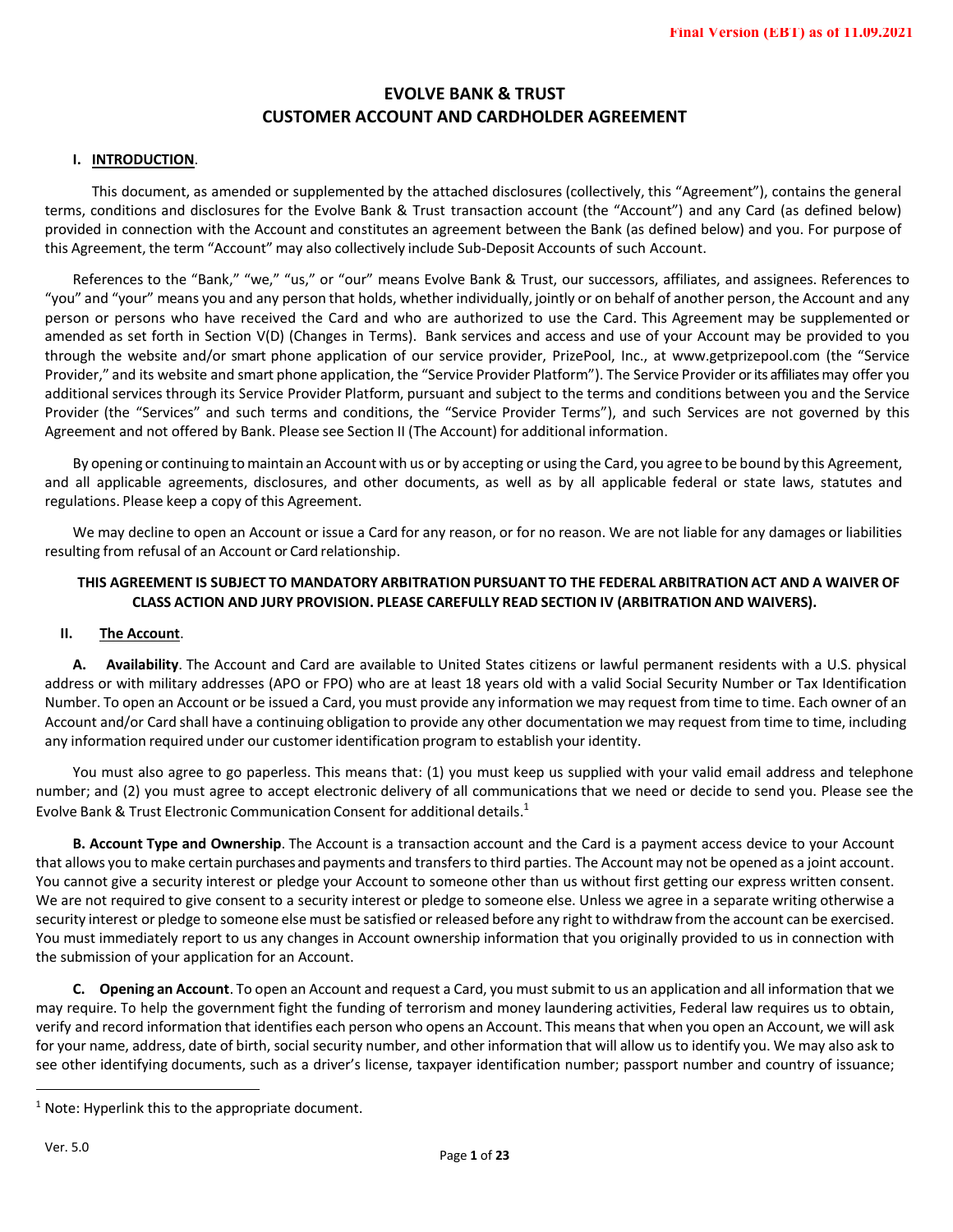Final Version (EBT) as of 11.09.2021

# EVOLVE BANK & TRUST
# CUSTOMER ACCOUNT AND CARDHOLDER AGREEMENT

## I. INTRODUCTION.

This document, as amended or supplemented by the attached disclosures (collectively, this "Agreement"), contains the general terms, conditions and disclosures for the Evolve Bank & Trust transaction account (the "Account") and any Card (as defined below) provided in connection with the Account and constitutes an agreement between the Bank (as defined below) and you. For purpose of this Agreement, the term "Account" may also collectively include Sub-Deposit Accounts of such Account.

References to the "Bank," "we," "us," or "our" means Evolve Bank & Trust, our successors, affiliates, and assignees. References to "you" and "your" means you and any person that holds, whether individually, jointly or on behalf of another person, the Account and any person or persons who have received the Card and who are authorized to use the Card. This Agreement may be supplemented or amended as set forth in Section V(D) (Changes in Terms). Bank services and access and use of your Account may be provided to you through the website and/or smart phone application of our service provider, PrizePool, Inc., at www.getprizepool.com (the "Service Provider," and its website and smart phone application, the "Service Provider Platform"). The Service Provider or its affiliates may offer you additional services through its Service Provider Platform, pursuant and subject to the terms and conditions between you and the Service Provider (the "Services" and such terms and conditions, the "Service Provider Terms"), and such Services are not governed by this Agreement and not offered by Bank. Please see Section II (The Account) for additional information.

By opening or continuing to maintain an Account with us or by accepting or using the Card, you agree to be bound by this Agreement, and all applicable agreements, disclosures, and other documents, as well as by all applicable federal or state laws, statutes and regulations. Please keep a copy of this Agreement.

We may decline to open an Account or issue a Card for any reason, or for no reason. We are not liable for any damages or liabilities resulting from refusal of an Account or Card relationship.

**THIS AGREEMENT IS SUBJECT TO MANDATORY ARBITRATION PURSUANT TO THE FEDERAL ARBITRATION ACT AND A WAIVER OF CLASS ACTION AND JURY PROVISION. PLEASE CAREFULLY READ SECTION IV (ARBITRATION AND WAIVERS).**

## II. The Account.

**A. Availability**. The Account and Card are available to United States citizens or lawful permanent residents with a U.S. physical address or with military addresses (APO or FPO) who are at least 18 years old with a valid Social Security Number or Tax Identification Number. To open an Account or be issued a Card, you must provide any information we may request from time to time. Each owner of an Account and/or Card shall have a continuing obligation to provide any other documentation we may request from time to time, including any information required under our customer identification program to establish your identity.

You must also agree to go paperless. This means that: (1) you must keep us supplied with your valid email address and telephone number; and (2) you must agree to accept electronic delivery of all communications that we need or decide to send you. Please see the Evolve Bank & Trust Electronic Communication Consent for additional details.[1]

**B. Account Type and Ownership**. The Account is a transaction account and the Card is a payment access device to your Account that allows you to make certain purchases and payments and transfers to third parties. The Account may not be opened as a joint account. You cannot give a security interest or pledge your Account to someone other than us without first getting our express written consent. We are not required to give consent to a security interest or pledge to someone else. Unless we agree in a separate writing otherwise a security interest or pledge to someone else must be satisfied or released before any right to withdraw from the account can be exercised. You must immediately report to us any changes in Account ownership information that you originally provided to us in connection with the submission of your application for an Account.

**C. Opening an Account**. To open an Account and request a Card, you must submit to us an application and all information that we may require. To help the government fight the funding of terrorism and money laundering activities, Federal law requires us to obtain, verify and record information that identifies each person who opens an Account. This means that when you open an Account, we will ask for your name, address, date of birth, social security number, and other information that will allow us to identify you. We may also ask to see other identifying documents, such as a driver's license, taxpayer identification number; passport number and country of issuance;

[1] Note: Hyperlink this to the appropriate document.

Ver. 5.0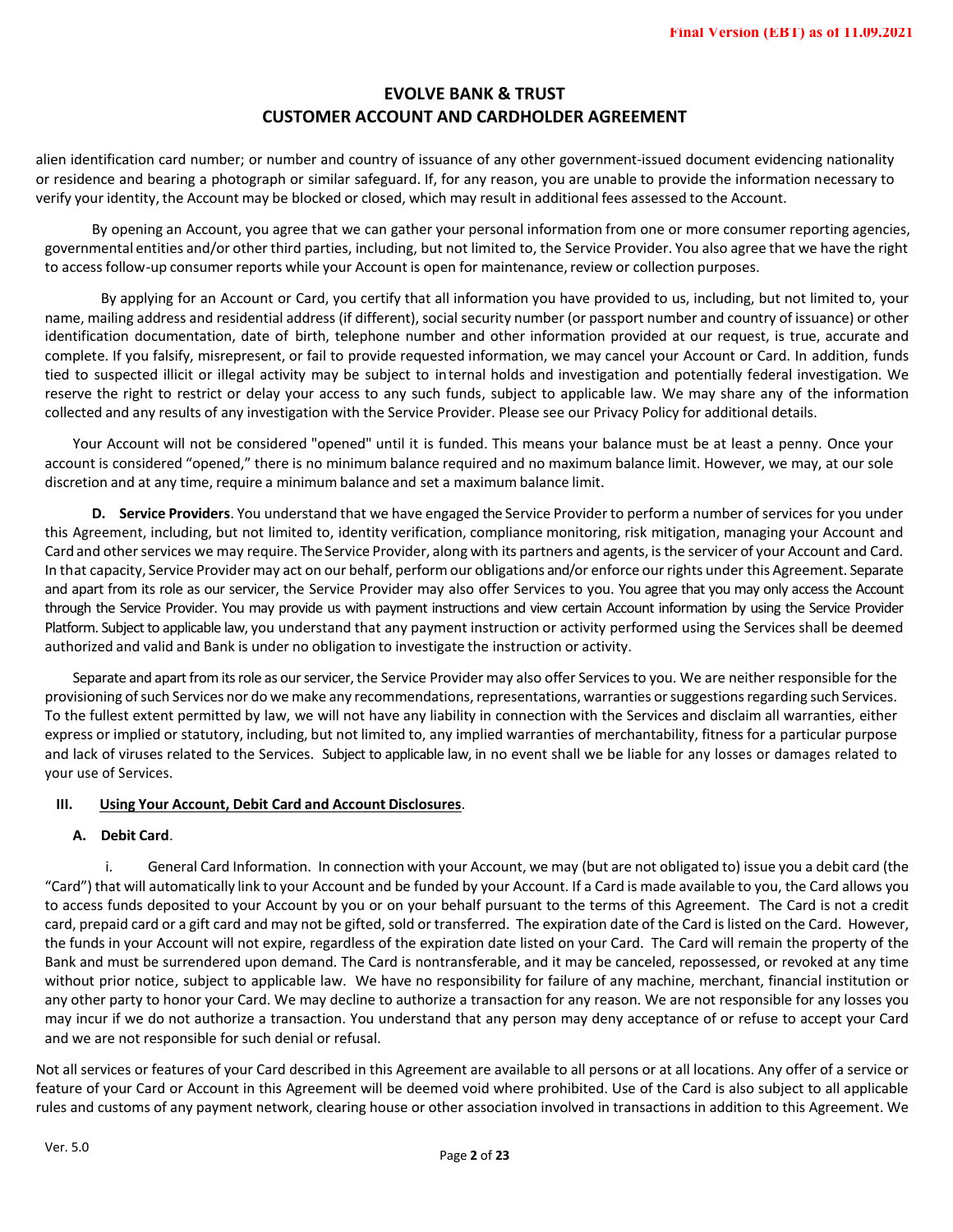alien identification card number; or number and country of issuance of any other government-issued document evidencing nationality or residence and bearing a photograph or similar safeguard. If, for any reason, you are unable to provide the information necessary to verify your identity, the Account may be blocked or closed, which may result in additional fees assessed to the Account.

By opening an Account, you agree that we can gather your personal information from one or more consumer reporting agencies, governmental entities and/or other third parties, including, but not limited to, the Service Provider. You also agree that we have the right to access follow-up consumer reports while your Account is open for maintenance, review or collection purposes.

By applying for an Account or Card, you certify that all information you have provided to us, including, but not limited to, your name, mailing address and residential address (if different), social security number (or passport number and country of issuance) or other identification documentation, date of birth, telephone number and other information provided at our request, is true, accurate and complete. If you falsify, misrepresent, or fail to provide requested information, we may cancel your Account or Card. In addition, funds tied to suspected illicit or illegal activity may be subject to internal holds and investigation and potentially federal investigation. We reserve the right to restrict or delay your access to any such funds, subject to applicable law. We may share any of the information collected and any results of any investigation with the Service Provider. Please see our Privacy Policy for additional details.

Your Account will not be considered "opened" until it is funded. This means your balance must be at least a penny. Once your account is considered "opened," there is no minimum balance required and no maximum balance limit. However, we may, at our sole discretion and at any time, require a minimum balance and set a maximum balance limit.

**D. Service Providers**. You understand that we have engaged the Service Provider to perform a number of services for you under this Agreement, including, but not limited to, identity verification, compliance monitoring, risk mitigation, managing your Account and Card and other services we may require. The Service Provider, along with its partners and agents, is the servicer of your Account and Card. In that capacity, Service Provider may act on our behalf, perform our obligations and/or enforce our rights under this Agreement. Separate and apart from its role as our servicer, the Service Provider may also offer Services to you. You agree that you may only access the Account through the Service Provider. You may provide us with payment instructions and view certain Account information by using the Service Provider Platform. Subject to applicable law, you understand that any payment instruction or activity performed using the Services shall be deemed authorized and valid and Bank is under no obligation to investigate the instruction or activity.

Separate and apart from its role as our servicer, the Service Provider may also offer Services to you. We are neither responsible for the provisioning of such Services nor do we make any recommendations, representations, warranties or suggestions regarding such Services. To the fullest extent permitted by law, we will not have any liability in connection with the Services and disclaim all warranties, either express or implied or statutory, including, but not limited to, any implied warranties of merchantability, fitness for a particular purpose and lack of viruses related to the Services. Subject to applicable law, in no event shall we be liable for any losses or damages related to your use of Services.

## III. Using Your Account, Debit Card and Account Disclosures.

### A. Debit Card.

i. General Card Information. In connection with your Account, we may (but are not obligated to) issue you a debit card (the "Card") that will automatically link to your Account and be funded by your Account. If a Card is made available to you, the Card allows you to access funds deposited to your Account by you or on your behalf pursuant to the terms of this Agreement. The Card is not a credit card, prepaid card or a gift card and may not be gifted, sold or transferred. The expiration date of the Card is listed on the Card. However, the funds in your Account will not expire, regardless of the expiration date listed on your Card. The Card will remain the property of the Bank and must be surrendered upon demand. The Card is nontransferable, and it may be canceled, repossessed, or revoked at any time without prior notice, subject to applicable law. We have no responsibility for failure of any machine, merchant, financial institution or any other party to honor your Card. We may decline to authorize a transaction for any reason. We are not responsible for any losses you may incur if we do not authorize a transaction. You understand that any person may deny acceptance of or refuse to accept your Card and we are not responsible for such denial or refusal.

Not all services or features of your Card described in this Agreement are available to all persons or at all locations. Any offer of a service or feature of your Card or Account in this Agreement will be deemed void where prohibited. Use of the Card is also subject to all applicable rules and customs of any payment network, clearing house or other association involved in transactions in addition to this Agreement. We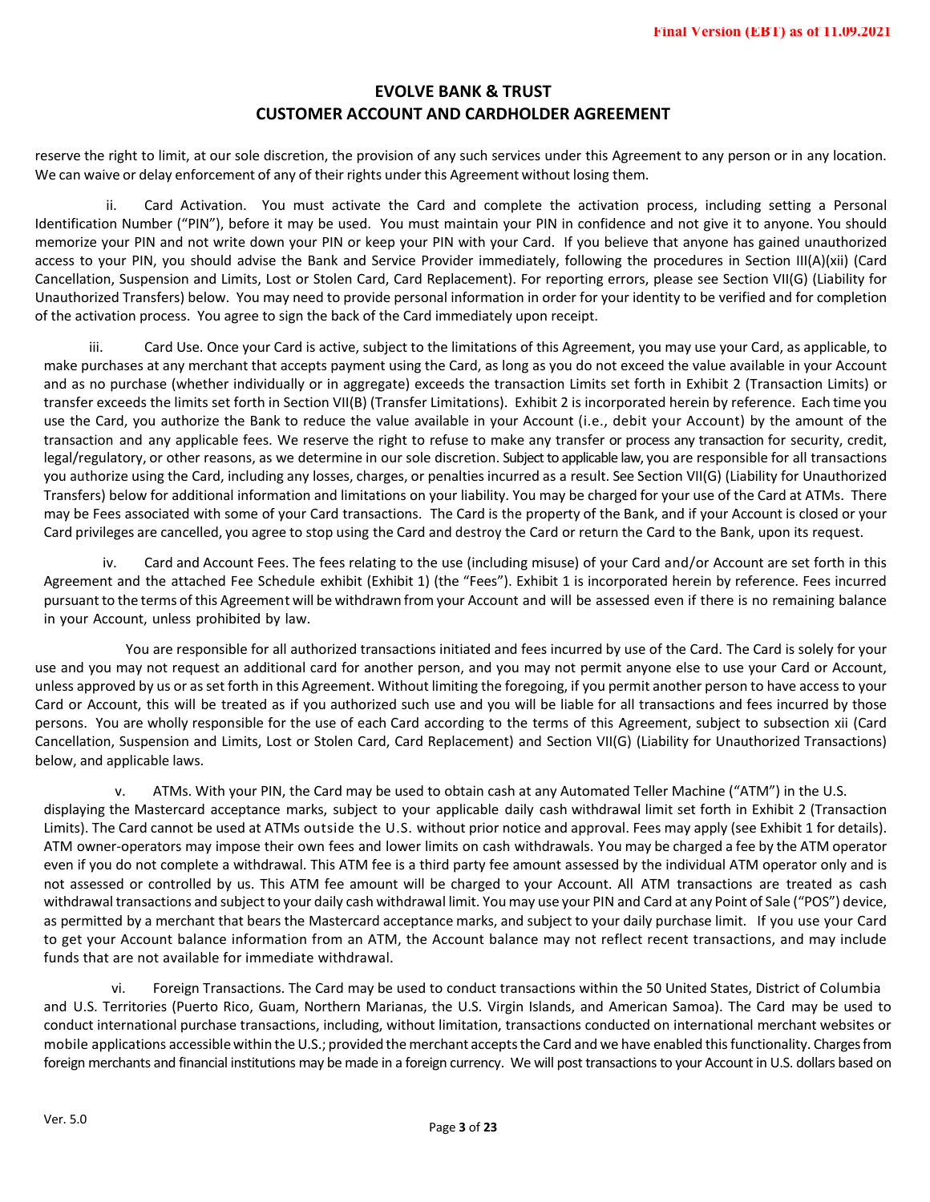reserve the right to limit, at our sole discretion, the provision of any such services under this Agreement to any person or in any location. We can waive or delay enforcement of any of their rights under this Agreement without losing them.

ii. Card Activation. You must activate the Card and complete the activation process, including setting a Personal Identification Number ("PIN"), before it may be used. You must maintain your PIN in confidence and not give it to anyone. You should memorize your PIN and not write down your PIN or keep your PIN with your Card. If you believe that anyone has gained unauthorized access to your PIN, you should advise the Bank and Service Provider immediately, following the procedures in Section III(A)(xii) (Card Cancellation, Suspension and Limits, Lost or Stolen Card, Card Replacement). For reporting errors, please see Section VII(G) (Liability for Unauthorized Transfers) below. You may need to provide personal information in order for your identity to be verified and for completion of the activation process. You agree to sign the back of the Card immediately upon receipt.

iii. Card Use. Once your Card is active, subject to the limitations of this Agreement, you may use your Card, as applicable, to make purchases at any merchant that accepts payment using the Card, as long as you do not exceed the value available in your Account and as no purchase (whether individually or in aggregate) exceeds the transaction Limits set forth in Exhibit 2 (Transaction Limits) or transfer exceeds the limits set forth in Section VII(B) (Transfer Limitations). Exhibit 2 is incorporated herein by reference. Each time you use the Card, you authorize the Bank to reduce the value available in your Account (i.e., debit your Account) by the amount of the transaction and any applicable fees. We reserve the right to refuse to make any transfer or process any transaction for security, credit, legal/regulatory, or other reasons, as we determine in our sole discretion. Subject to applicable law, you are responsible for all transactions you authorize using the Card, including any losses, charges, or penalties incurred as a result. See Section VII(G) (Liability for Unauthorized Transfers) below for additional information and limitations on your liability. You may be charged for your use of the Card at ATMs. There may be Fees associated with some of your Card transactions. The Card is the property of the Bank, and if your Account is closed or your Card privileges are cancelled, you agree to stop using the Card and destroy the Card or return the Card to the Bank, upon its request.

iv. Card and Account Fees. The fees relating to the use (including misuse) of your Card and/or Account are set forth in this Agreement and the attached Fee Schedule exhibit (Exhibit 1) (the "Fees"). Exhibit 1 is incorporated herein by reference. Fees incurred pursuant to the terms of this Agreement will be withdrawn from your Account and will be assessed even if there is no remaining balance in your Account, unless prohibited by law.

You are responsible for all authorized transactions initiated and fees incurred by use of the Card. The Card is solely for your use and you may not request an additional card for another person, and you may not permit anyone else to use your Card or Account, unless approved by us or as set forth in this Agreement. Without limiting the foregoing, if you permit another person to have access to your Card or Account, this will be treated as if you authorized such use and you will be liable for all transactions and fees incurred by those persons. You are wholly responsible for the use of each Card according to the terms of this Agreement, subject to subsection xii (Card Cancellation, Suspension and Limits, Lost or Stolen Card, Card Replacement) and Section VII(G) (Liability for Unauthorized Transactions) below, and applicable laws.

v. ATMs. With your PIN, the Card may be used to obtain cash at any Automated Teller Machine ("ATM") in the U.S. displaying the Mastercard acceptance marks, subject to your applicable daily cash withdrawal limit set forth in Exhibit 2 (Transaction Limits). The Card cannot be used at ATMs outside the U.S. without prior notice and approval. Fees may apply (see Exhibit 1 for details). ATM owner-operators may impose their own fees and lower limits on cash withdrawals. You may be charged a fee by the ATM operator even if you do not complete a withdrawal. This ATM fee is a third party fee amount assessed by the individual ATM operator only and is not assessed or controlled by us. This ATM fee amount will be charged to your Account. All ATM transactions are treated as cash withdrawal transactions and subject to your daily cash withdrawal limit. You may use your PIN and Card at any Point of Sale ("POS") device, as permitted by a merchant that bears the Mastercard acceptance marks, and subject to your daily purchase limit. If you use your Card to get your Account balance information from an ATM, the Account balance may not reflect recent transactions, and may include funds that are not available for immediate withdrawal.

vi. Foreign Transactions. The Card may be used to conduct transactions within the 50 United States, District of Columbia and U.S. Territories (Puerto Rico, Guam, Northern Marianas, the U.S. Virgin Islands, and American Samoa). The Card may be used to conduct international purchase transactions, including, without limitation, transactions conducted on international merchant websites or mobile applications accessible within the U.S.; provided the merchant accepts the Card and we have enabled this functionality. Charges from foreign merchants and financial institutions may be made in a foreign currency. We will post transactions to your Account in U.S. dollars based on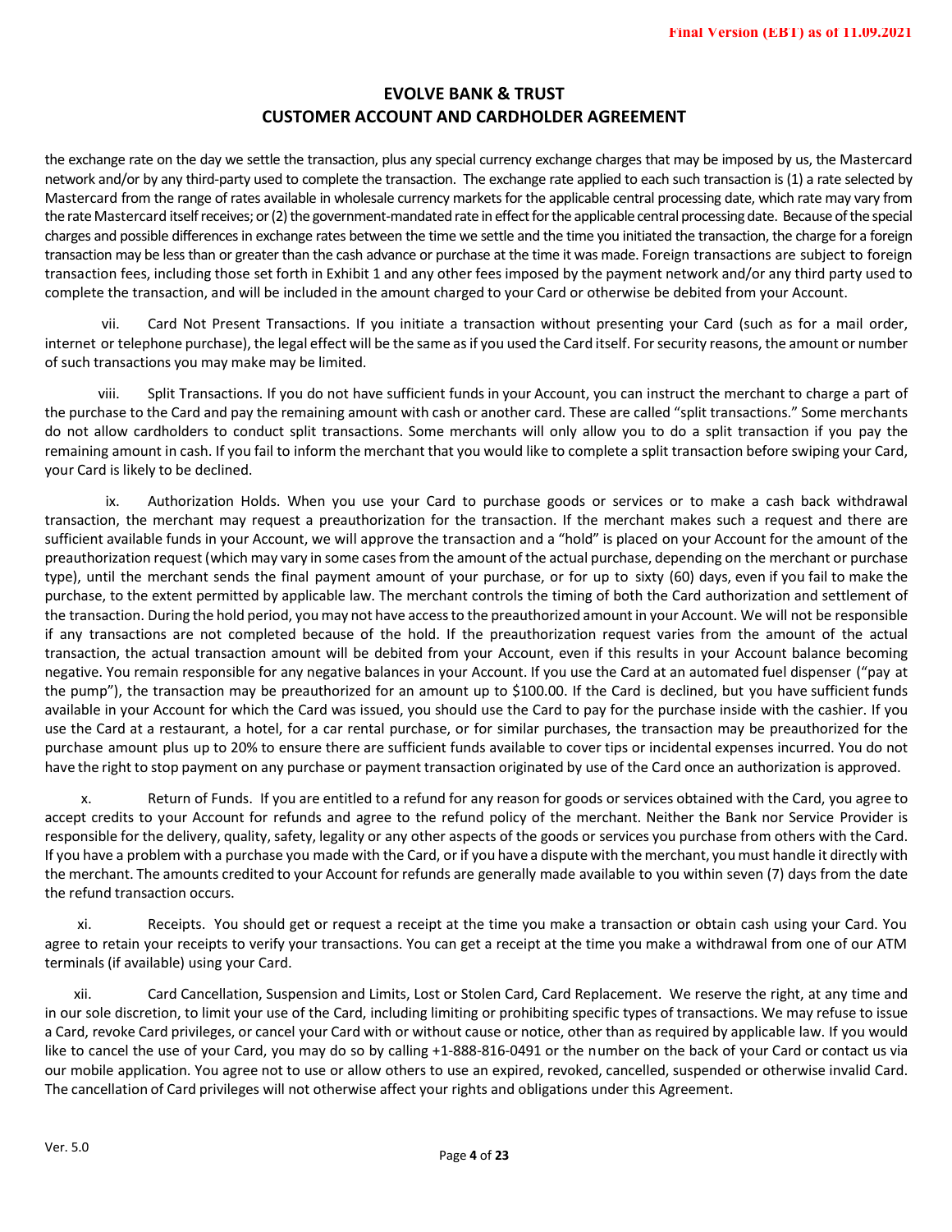the exchange rate on the day we settle the transaction, plus any special currency exchange charges that may be imposed by us, the Mastercard network and/or by any third-party used to complete the transaction. The exchange rate applied to each such transaction is (1) a rate selected by Mastercard from the range of rates available in wholesale currency markets for the applicable central processing date, which rate may vary from the rate Mastercard itself receives; or (2) the government-mandated rate in effect for the applicable central processing date. Because of the special charges and possible differences in exchange rates between the time we settle and the time you initiated the transaction, the charge for a foreign transaction may be less than or greater than the cash advance or purchase at the time it was made. Foreign transactions are subject to foreign transaction fees, including those set forth in Exhibit 1 and any other fees imposed by the payment network and/or any third party used to complete the transaction, and will be included in the amount charged to your Card or otherwise be debited from your Account.

vii. Card Not Present Transactions. If you initiate a transaction without presenting your Card (such as for a mail order, internet or telephone purchase), the legal effect will be the same as if you used the Card itself. For security reasons, the amount or number of such transactions you may make may be limited.

viii. Split Transactions. If you do not have sufficient funds in your Account, you can instruct the merchant to charge a part of the purchase to the Card and pay the remaining amount with cash or another card. These are called "split transactions." Some merchants do not allow cardholders to conduct split transactions. Some merchants will only allow you to do a split transaction if you pay the remaining amount in cash. If you fail to inform the merchant that you would like to complete a split transaction before swiping your Card, your Card is likely to be declined.

ix. Authorization Holds. When you use your Card to purchase goods or services or to make a cash back withdrawal transaction, the merchant may request a preauthorization for the transaction. If the merchant makes such a request and there are sufficient available funds in your Account, we will approve the transaction and a "hold" is placed on your Account for the amount of the preauthorization request (which may vary in some cases from the amount of the actual purchase, depending on the merchant or purchase type), until the merchant sends the final payment amount of your purchase, or for up to sixty (60) days, even if you fail to make the purchase, to the extent permitted by applicable law. The merchant controls the timing of both the Card authorization and settlement of the transaction. During the hold period, you may not have access to the preauthorized amount in your Account. We will not be responsible if any transactions are not completed because of the hold. If the preauthorization request varies from the amount of the actual transaction, the actual transaction amount will be debited from your Account, even if this results in your Account balance becoming negative. You remain responsible for any negative balances in your Account. If you use the Card at an automated fuel dispenser ("pay at the pump"), the transaction may be preauthorized for an amount up to $100.00. If the Card is declined, but you have sufficient funds available in your Account for which the Card was issued, you should use the Card to pay for the purchase inside with the cashier. If you use the Card at a restaurant, a hotel, for a car rental purchase, or for similar purchases, the transaction may be preauthorized for the purchase amount plus up to 20% to ensure there are sufficient funds available to cover tips or incidental expenses incurred. You do not have the right to stop payment on any purchase or payment transaction originated by use of the Card once an authorization is approved.

x. Return of Funds. If you are entitled to a refund for any reason for goods or services obtained with the Card, you agree to accept credits to your Account for refunds and agree to the refund policy of the merchant. Neither the Bank nor Service Provider is responsible for the delivery, quality, safety, legality or any other aspects of the goods or services you purchase from others with the Card. If you have a problem with a purchase you made with the Card, or if you have a dispute with the merchant, you must handle it directly with the merchant. The amounts credited to your Account for refunds are generally made available to you within seven (7) days from the date the refund transaction occurs.

xi. Receipts. You should get or request a receipt at the time you make a transaction or obtain cash using your Card. You agree to retain your receipts to verify your transactions. You can get a receipt at the time you make a withdrawal from one of our ATM terminals (if available) using your Card.

xii. Card Cancellation, Suspension and Limits, Lost or Stolen Card, Card Replacement. We reserve the right, at any time and in our sole discretion, to limit your use of the Card, including limiting or prohibiting specific types of transactions. We may refuse to issue a Card, revoke Card privileges, or cancel your Card with or without cause or notice, other than as required by applicable law. If you would like to cancel the use of your Card, you may do so by calling +1-888-816-0491 or the number on the back of your Card or contact us via our mobile application. You agree not to use or allow others to use an expired, revoked, cancelled, suspended or otherwise invalid Card. The cancellation of Card privileges will not otherwise affect your rights and obligations under this Agreement.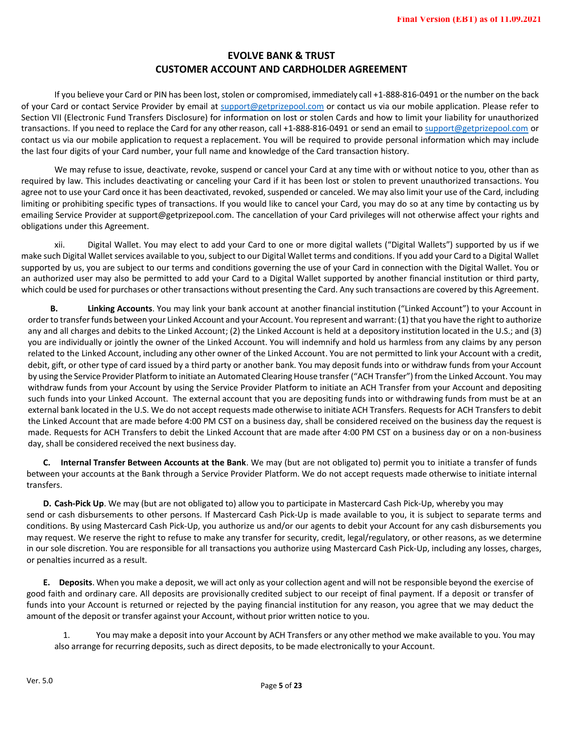# EVOLVE BANK & TRUST
# CUSTOMER ACCOUNT AND CARDHOLDER AGREEMENT

If you believe your Card or PIN has been lost, stolen or compromised, immediately call +1-888-816-0491 or the number on the back of your Card or contact Service Provider by email at support@getprizepool.com or contact us via our mobile application. Please refer to Section VII (Electronic Fund Transfers Disclosure) for information on lost or stolen Cards and how to limit your liability for unauthorized transactions. If you need to replace the Card for any other reason, call +1-888-816-0491 or send an email to support@getprizepool.com or contact us via our mobile application to request a replacement. You will be required to provide personal information which may include the last four digits of your Card number, your full name and knowledge of the Card transaction history.

We may refuse to issue, deactivate, revoke, suspend or cancel your Card at any time with or without notice to you, other than as required by law. This includes deactivating or canceling your Card if it has been lost or stolen to prevent unauthorized transactions. You agree not to use your Card once it has been deactivated, revoked, suspended or canceled. We may also limit your use of the Card, including limiting or prohibiting specific types of transactions. If you would like to cancel your Card, you may do so at any time by contacting us by emailing Service Provider at support@getprizepool.com. The cancellation of your Card privileges will not otherwise affect your rights and obligations under this Agreement.

xii. Digital Wallet. You may elect to add your Card to one or more digital wallets ("Digital Wallets") supported by us if we make such Digital Wallet services available to you, subject to our Digital Wallet terms and conditions. If you add your Card to a Digital Wallet supported by us, you are subject to our terms and conditions governing the use of your Card in connection with the Digital Wallet. You or an authorized user may also be permitted to add your Card to a Digital Wallet supported by another financial institution or third party, which could be used for purchases or other transactions without presenting the Card. Any such transactions are covered by this Agreement.

**B. Linking Accounts**. You may link your bank account at another financial institution ("Linked Account") to your Account in order to transfer funds between your Linked Account and your Account. You represent and warrant: (1) that you have the right to authorize any and all charges and debits to the Linked Account; (2) the Linked Account is held at a depository institution located in the U.S.; and (3) you are individually or jointly the owner of the Linked Account. You will indemnify and hold us harmless from any claims by any person related to the Linked Account, including any other owner of the Linked Account. You are not permitted to link your Account with a credit, debit, gift, or other type of card issued by a third party or another bank. You may deposit funds into or withdraw funds from your Account by using the Service Provider Platform to initiate an Automated Clearing House transfer ("ACH Transfer") from the Linked Account. You may withdraw funds from your Account by using the Service Provider Platform to initiate an ACH Transfer from your Account and depositing such funds into your Linked Account. The external account that you are depositing funds into or withdrawing funds from must be at an external bank located in the U.S. We do not accept requests made otherwise to initiate ACH Transfers. Requests for ACH Transfers to debit the Linked Account that are made before 4:00 PM CST on a business day, shall be considered received on the business day the request is made. Requests for ACH Transfers to debit the Linked Account that are made after 4:00 PM CST on a business day or on a non-business day, shall be considered received the next business day.

**C. Internal Transfer Between Accounts at the Bank**. We may (but are not obligated to) permit you to initiate a transfer of funds between your accounts at the Bank through a Service Provider Platform. We do not accept requests made otherwise to initiate internal transfers.

**D. Cash-Pick Up**. We may (but are not obligated to) allow you to participate in Mastercard Cash Pick-Up, whereby you may send or cash disbursements to other persons. If Mastercard Cash Pick-Up is made available to you, it is subject to separate terms and conditions. By using Mastercard Cash Pick-Up, you authorize us and/or our agents to debit your Account for any cash disbursements you may request. We reserve the right to refuse to make any transfer for security, credit, legal/regulatory, or other reasons, as we determine in our sole discretion. You are responsible for all transactions you authorize using Mastercard Cash Pick-Up, including any losses, charges, or penalties incurred as a result.

**E. Deposits**. When you make a deposit, we will act only as your collection agent and will not be responsible beyond the exercise of good faith and ordinary care. All deposits are provisionally credited subject to our receipt of final payment. If a deposit or transfer of funds into your Account is returned or rejected by the paying financial institution for any reason, you agree that we may deduct the amount of the deposit or transfer against your Account, without prior written notice to you.

1. You may make a deposit into your Account by ACH Transfers or any other method we make available to you. You may also arrange for recurring deposits, such as direct deposits, to be made electronically to your Account.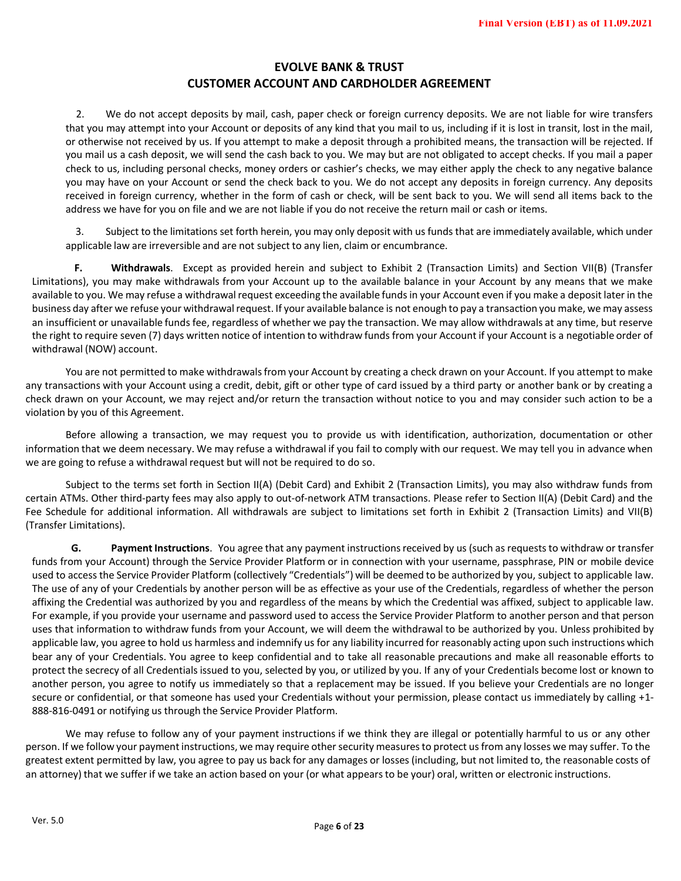# EVOLVE BANK & TRUST
# CUSTOMER ACCOUNT AND CARDHOLDER AGREEMENT

2. We do not accept deposits by mail, cash, paper check or foreign currency deposits. We are not liable for wire transfers that you may attempt into your Account or deposits of any kind that you mail to us, including if it is lost in transit, lost in the mail, or otherwise not received by us. If you attempt to make a deposit through a prohibited means, the transaction will be rejected. If you mail us a cash deposit, we will send the cash back to you. We may but are not obligated to accept checks. If you mail a paper check to us, including personal checks, money orders or cashier's checks, we may either apply the check to any negative balance you may have on your Account or send the check back to you. We do not accept any deposits in foreign currency. Any deposits received in foreign currency, whether in the form of cash or check, will be sent back to you. We will send all items back to the address we have for you on file and we are not liable if you do not receive the return mail or cash or items.

3. Subject to the limitations set forth herein, you may only deposit with us funds that are immediately available, which under applicable law are irreversible and are not subject to any lien, claim or encumbrance.

**F. Withdrawals**. Except as provided herein and subject to Exhibit 2 (Transaction Limits) and Section VII(B) (Transfer Limitations), you may make withdrawals from your Account up to the available balance in your Account by any means that we make available to you. We may refuse a withdrawal request exceeding the available funds in your Account even if you make a deposit later in the business day after we refuse your withdrawal request. If your available balance is not enough to pay a transaction you make, we may assess an insufficient or unavailable funds fee, regardless of whether we pay the transaction. We may allow withdrawals at any time, but reserve the right to require seven (7) days written notice of intention to withdraw funds from your Account if your Account is a negotiable order of withdrawal (NOW) account.

You are not permitted to make withdrawals from your Account by creating a check drawn on your Account. If you attempt to make any transactions with your Account using a credit, debit, gift or other type of card issued by a third party or another bank or by creating a check drawn on your Account, we may reject and/or return the transaction without notice to you and may consider such action to be a violation by you of this Agreement.

Before allowing a transaction, we may request you to provide us with identification, authorization, documentation or other information that we deem necessary. We may refuse a withdrawal if you fail to comply with our request. We may tell you in advance when we are going to refuse a withdrawal request but will not be required to do so.

Subject to the terms set forth in Section II(A) (Debit Card) and Exhibit 2 (Transaction Limits), you may also withdraw funds from certain ATMs. Other third-party fees may also apply to out-of-network ATM transactions. Please refer to Section II(A) (Debit Card) and the Fee Schedule for additional information. All withdrawals are subject to limitations set forth in Exhibit 2 (Transaction Limits) and VII(B) (Transfer Limitations).

**G. Payment Instructions**. You agree that any payment instructions received by us (such as requests to withdraw or transfer funds from your Account) through the Service Provider Platform or in connection with your username, passphrase, PIN or mobile device used to access the Service Provider Platform (collectively "Credentials") will be deemed to be authorized by you, subject to applicable law. The use of any of your Credentials by another person will be as effective as your use of the Credentials, regardless of whether the person affixing the Credential was authorized by you and regardless of the means by which the Credential was affixed, subject to applicable law. For example, if you provide your username and password used to access the Service Provider Platform to another person and that person uses that information to withdraw funds from your Account, we will deem the withdrawal to be authorized by you. Unless prohibited by applicable law, you agree to hold us harmless and indemnify us for any liability incurred for reasonably acting upon such instructions which bear any of your Credentials. You agree to keep confidential and to take all reasonable precautions and make all reasonable efforts to protect the secrecy of all Credentials issued to you, selected by you, or utilized by you. If any of your Credentials become lost or known to another person, you agree to notify us immediately so that a replacement may be issued. If you believe your Credentials are no longer secure or confidential, or that someone has used your Credentials without your permission, please contact us immediately by calling +1-888-816-0491 or notifying us through the Service Provider Platform.

We may refuse to follow any of your payment instructions if we think they are illegal or potentially harmful to us or any other person. If we follow your payment instructions, we may require other security measures to protect us from any losses we may suffer. To the greatest extent permitted by law, you agree to pay us back for any damages or losses (including, but not limited to, the reasonable costs of an attorney) that we suffer if we take an action based on your (or what appears to be your) oral, written or electronic instructions.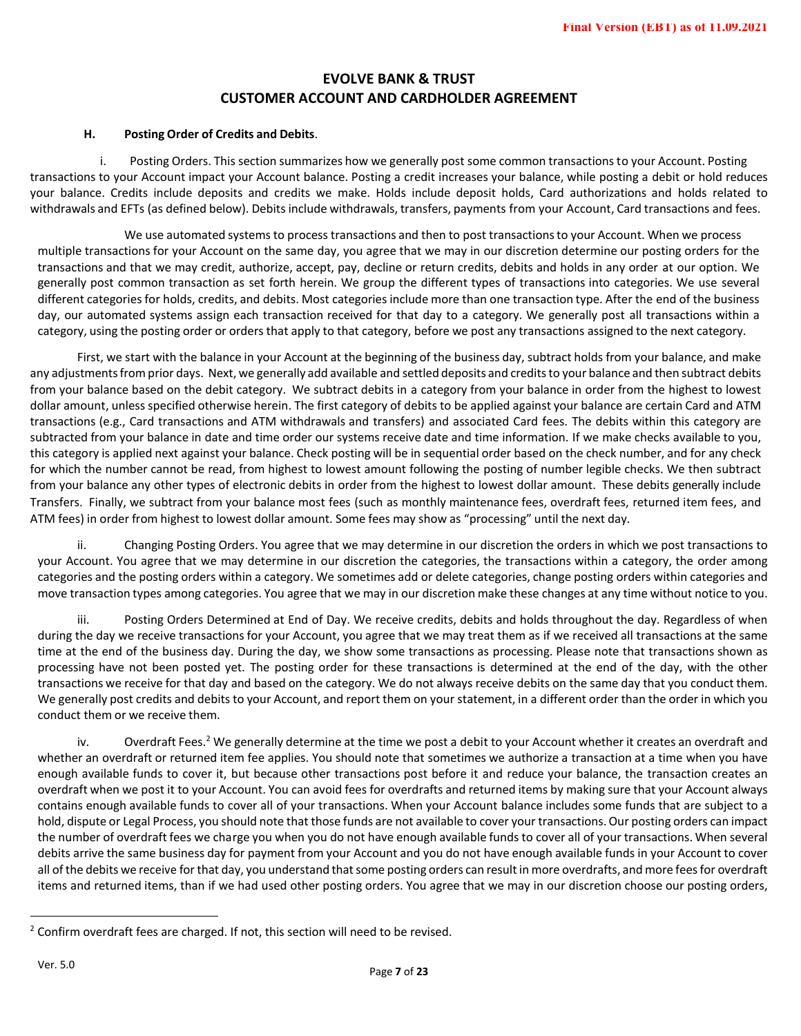# EVOLVE BANK & TRUST
# CUSTOMER ACCOUNT AND CARDHOLDER AGREEMENT

**H. Posting Order of Credits and Debits**.

i. Posting Orders. This section summarizes how we generally post some common transactions to your Account. Posting transactions to your Account impact your Account balance. Posting a credit increases your balance, while posting a debit or hold reduces your balance. Credits include deposits and credits we make. Holds include deposit holds, Card authorizations and holds related to withdrawals and EFTs (as defined below). Debits include withdrawals, transfers, payments from your Account, Card transactions and fees.

We use automated systems to process transactions and then to post transactions to your Account. When we process multiple transactions for your Account on the same day, you agree that we may in our discretion determine our posting orders for the transactions and that we may credit, authorize, accept, pay, decline or return credits, debits and holds in any order at our option. We generally post common transaction as set forth herein. We group the different types of transactions into categories. We use several different categories for holds, credits, and debits. Most categories include more than one transaction type. After the end of the business day, our automated systems assign each transaction received for that day to a category. We generally post all transactions within a category, using the posting order or orders that apply to that category, before we post any transactions assigned to the next category.

First, we start with the balance in your Account at the beginning of the business day, subtract holds from your balance, and make any adjustments from prior days. Next, we generally add available and settled deposits and credits to your balance and then subtract debits from your balance based on the debit category. We subtract debits in a category from your balance in order from the highest to lowest dollar amount, unless specified otherwise herein. The first category of debits to be applied against your balance are certain Card and ATM transactions (e.g., Card transactions and ATM withdrawals and transfers) and associated Card fees. The debits within this category are subtracted from your balance in date and time order our systems receive date and time information. If we make checks available to you, this category is applied next against your balance. Check posting will be in sequential order based on the check number, and for any check for which the number cannot be read, from highest to lowest amount following the posting of number legible checks. We then subtract from your balance any other types of electronic debits in order from the highest to lowest dollar amount. These debits generally include Transfers. Finally, we subtract from your balance most fees (such as monthly maintenance fees, overdraft fees, returned item fees, and ATM fees) in order from highest to lowest dollar amount. Some fees may show as "processing" until the next day.

ii. Changing Posting Orders. You agree that we may determine in our discretion the orders in which we post transactions to your Account. You agree that we may determine in our discretion the categories, the transactions within a category, the order among categories and the posting orders within a category. We sometimes add or delete categories, change posting orders within categories and move transaction types among categories. You agree that we may in our discretion make these changes at any time without notice to you.

iii. Posting Orders Determined at End of Day. We receive credits, debits and holds throughout the day. Regardless of when during the day we receive transactions for your Account, you agree that we may treat them as if we received all transactions at the same time at the end of the business day. During the day, we show some transactions as processing. Please note that transactions shown as processing have not been posted yet. The posting order for these transactions is determined at the end of the day, with the other transactions we receive for that day and based on the category. We do not always receive debits on the same day that you conduct them. We generally post credits and debits to your Account, and report them on your statement, in a different order than the order in which you conduct them or we receive them.

iv. Overdraft Fees.[2] We generally determine at the time we post a debit to your Account whether it creates an overdraft and whether an overdraft or returned item fee applies. You should note that sometimes we authorize a transaction at a time when you have enough available funds to cover it, but because other transactions post before it and reduce your balance, the transaction creates an overdraft when we post it to your Account. You can avoid fees for overdrafts and returned items by making sure that your Account always contains enough available funds to cover all of your transactions. When your Account balance includes some funds that are subject to a hold, dispute or Legal Process, you should note that those funds are not available to cover your transactions. Our posting orders can impact the number of overdraft fees we charge you when you do not have enough available funds to cover all of your transactions. When several debits arrive the same business day for payment from your Account and you do not have enough available funds in your Account to cover all of the debits we receive for that day, you understand that some posting orders can result in more overdrafts, and more fees for overdraft items and returned items, than if we had used other posting orders. You agree that we may in our discretion choose our posting orders,

[2] Confirm overdraft fees are charged. If not, this section will need to be revised.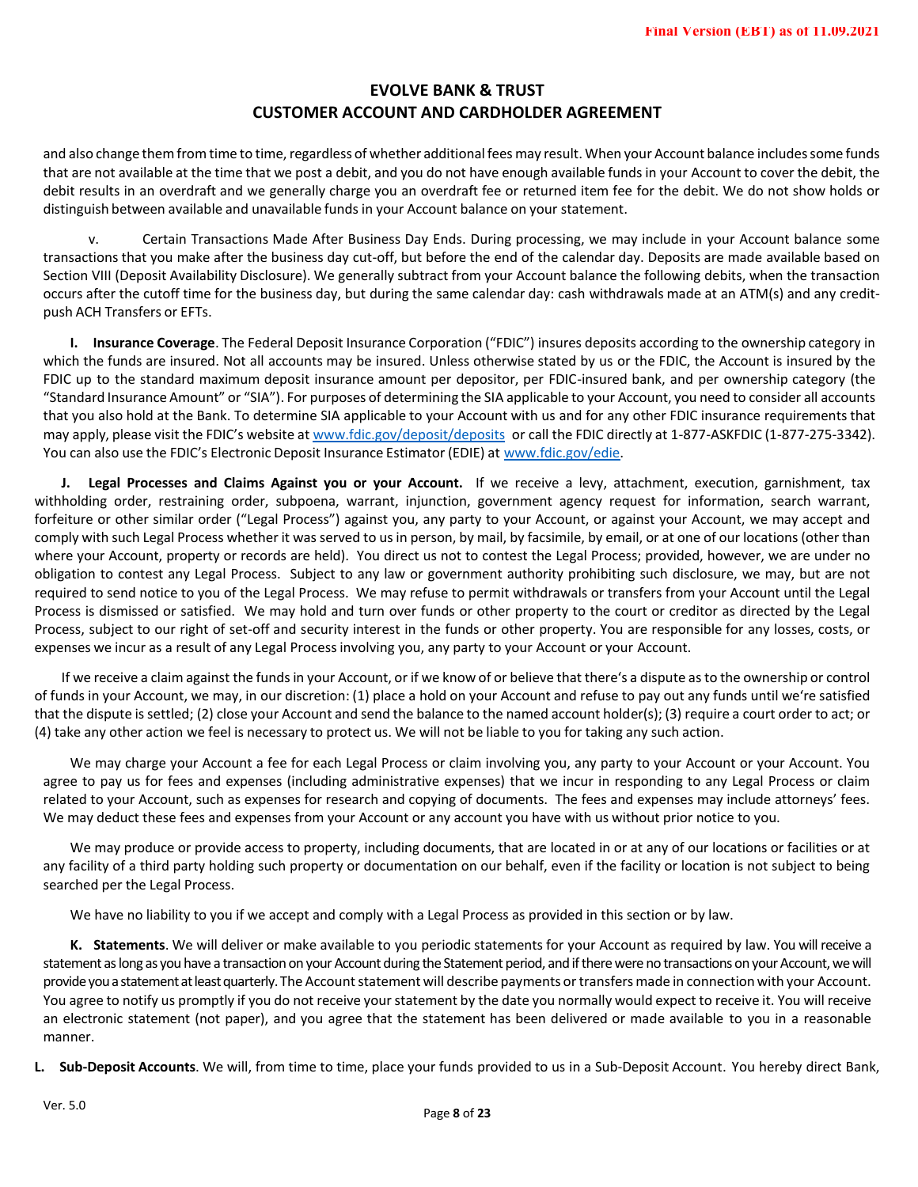and also change them from time to time, regardless of whether additional fees may result. When your Account balance includes some funds that are not available at the time that we post a debit, and you do not have enough available funds in your Account to cover the debit, the debit results in an overdraft and we generally charge you an overdraft fee or returned item fee for the debit. We do not show holds or distinguish between available and unavailable funds in your Account balance on your statement.

v. Certain Transactions Made After Business Day Ends. During processing, we may include in your Account balance some transactions that you make after the business day cut-off, but before the end of the calendar day. Deposits are made available based on Section VIII (Deposit Availability Disclosure). We generally subtract from your Account balance the following debits, when the transaction occurs after the cutoff time for the business day, but during the same calendar day: cash withdrawals made at an ATM(s) and any credit-push ACH Transfers or EFTs.

**I. Insurance Coverage**. The Federal Deposit Insurance Corporation ("FDIC") insures deposits according to the ownership category in which the funds are insured. Not all accounts may be insured. Unless otherwise stated by us or the FDIC, the Account is insured by the FDIC up to the standard maximum deposit insurance amount per depositor, per FDIC-insured bank, and per ownership category (the "Standard Insurance Amount" or "SIA"). For purposes of determining the SIA applicable to your Account, you need to consider all accounts that you also hold at the Bank. To determine SIA applicable to your Account with us and for any other FDIC insurance requirements that may apply, please visit the FDIC's website at www.fdic.gov/deposit/deposits or call the FDIC directly at 1-877-ASKFDIC (1-877-275-3342). You can also use the FDIC's Electronic Deposit Insurance Estimator (EDIE) at www.fdic.gov/edie.

**J. Legal Processes and Claims Against you or your Account.** If we receive a levy, attachment, execution, garnishment, tax withholding order, restraining order, subpoena, warrant, injunction, government agency request for information, search warrant, forfeiture or other similar order ("Legal Process") against you, any party to your Account, or against your Account, we may accept and comply with such Legal Process whether it was served to us in person, by mail, by facsimile, by email, or at one of our locations (other than where your Account, property or records are held). You direct us not to contest the Legal Process; provided, however, we are under no obligation to contest any Legal Process. Subject to any law or government authority prohibiting such disclosure, we may, but are not required to send notice to you of the Legal Process. We may refuse to permit withdrawals or transfers from your Account until the Legal Process is dismissed or satisfied. We may hold and turn over funds or other property to the court or creditor as directed by the Legal Process, subject to our right of set-off and security interest in the funds or other property. You are responsible for any losses, costs, or expenses we incur as a result of any Legal Process involving you, any party to your Account or your Account.

If we receive a claim against the funds in your Account, or if we know of or believe that there's a dispute as to the ownership or control of funds in your Account, we may, in our discretion: (1) place a hold on your Account and refuse to pay out any funds until we're satisfied that the dispute is settled; (2) close your Account and send the balance to the named account holder(s); (3) require a court order to act; or (4) take any other action we feel is necessary to protect us. We will not be liable to you for taking any such action.

We may charge your Account a fee for each Legal Process or claim involving you, any party to your Account or your Account. You agree to pay us for fees and expenses (including administrative expenses) that we incur in responding to any Legal Process or claim related to your Account, such as expenses for research and copying of documents. The fees and expenses may include attorneys' fees. We may deduct these fees and expenses from your Account or any account you have with us without prior notice to you.

We may produce or provide access to property, including documents, that are located in or at any of our locations or facilities or at any facility of a third party holding such property or documentation on our behalf, even if the facility or location is not subject to being searched per the Legal Process.

We have no liability to you if we accept and comply with a Legal Process as provided in this section or by law.

**K. Statements**. We will deliver or make available to you periodic statements for your Account as required by law. You will receive a statement as long as you have a transaction on your Account during the Statement period, and if there were no transactions on your Account, we will provide you a statement at least quarterly. The Account statement will describe payments or transfers made in connection with your Account. You agree to notify us promptly if you do not receive your statement by the date you normally would expect to receive it. You will receive an electronic statement (not paper), and you agree that the statement has been delivered or made available to you in a reasonable manner.

**L. Sub-Deposit Accounts**. We will, from time to time, place your funds provided to us in a Sub-Deposit Account. You hereby direct Bank,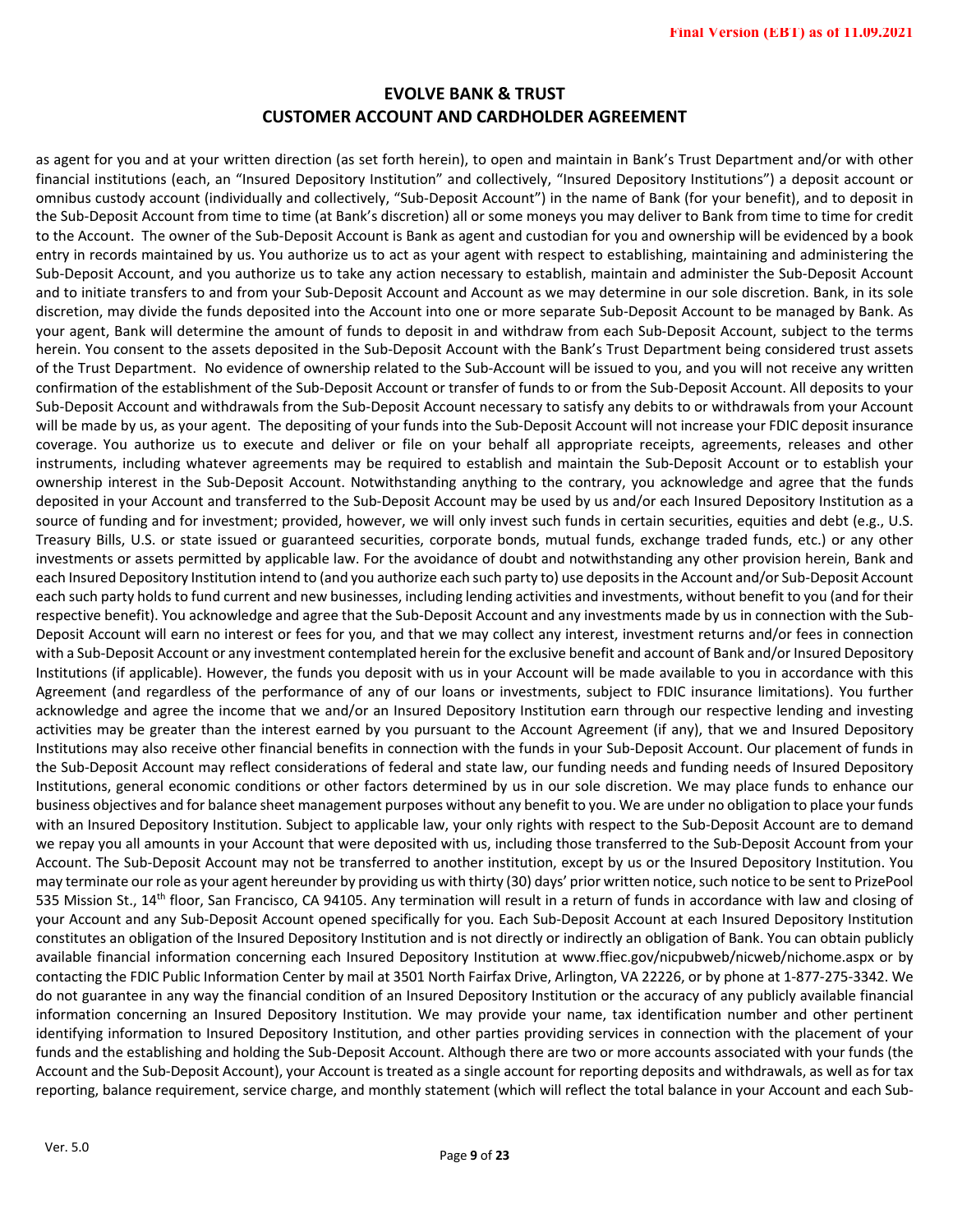# EVOLVE BANK & TRUST
## CUSTOMER ACCOUNT AND CARDHOLDER AGREEMENT

as agent for you and at your written direction (as set forth herein), to open and maintain in Bank's Trust Department and/or with other financial institutions (each, an "Insured Depository Institution" and collectively, "Insured Depository Institutions") a deposit account or omnibus custody account (individually and collectively, "Sub-Deposit Account") in the name of Bank (for your benefit), and to deposit in the Sub-Deposit Account from time to time (at Bank's discretion) all or some moneys you may deliver to Bank from time to time for credit to the Account. The owner of the Sub-Deposit Account is Bank as agent and custodian for you and ownership will be evidenced by a book entry in records maintained by us. You authorize us to act as your agent with respect to establishing, maintaining and administering the Sub-Deposit Account, and you authorize us to take any action necessary to establish, maintain and administer the Sub-Deposit Account and to initiate transfers to and from your Sub-Deposit Account and Account as we may determine in our sole discretion. Bank, in its sole discretion, may divide the funds deposited into the Account into one or more separate Sub-Deposit Account to be managed by Bank. As your agent, Bank will determine the amount of funds to deposit in and withdraw from each Sub-Deposit Account, subject to the terms herein. You consent to the assets deposited in the Sub-Deposit Account with the Bank's Trust Department being considered trust assets of the Trust Department. No evidence of ownership related to the Sub-Account will be issued to you, and you will not receive any written confirmation of the establishment of the Sub-Deposit Account or transfer of funds to or from the Sub-Deposit Account. All deposits to your Sub-Deposit Account and withdrawals from the Sub-Deposit Account necessary to satisfy any debits to or withdrawals from your Account will be made by us, as your agent. The depositing of your funds into the Sub-Deposit Account will not increase your FDIC deposit insurance coverage. You authorize us to execute and deliver or file on your behalf all appropriate receipts, agreements, releases and other instruments, including whatever agreements may be required to establish and maintain the Sub-Deposit Account or to establish your ownership interest in the Sub-Deposit Account. Notwithstanding anything to the contrary, you acknowledge and agree that the funds deposited in your Account and transferred to the Sub-Deposit Account may be used by us and/or each Insured Depository Institution as a source of funding and for investment; provided, however, we will only invest such funds in certain securities, equities and debt (e.g., U.S. Treasury Bills, U.S. or state issued or guaranteed securities, corporate bonds, mutual funds, exchange traded funds, etc.) or any other investments or assets permitted by applicable law. For the avoidance of doubt and notwithstanding any other provision herein, Bank and each Insured Depository Institution intend to (and you authorize each such party to) use deposits in the Account and/or Sub-Deposit Account each such party holds to fund current and new businesses, including lending activities and investments, without benefit to you (and for their respective benefit). You acknowledge and agree that the Sub-Deposit Account and any investments made by us in connection with the Sub-Deposit Account will earn no interest or fees for you, and that we may collect any interest, investment returns and/or fees in connection with a Sub-Deposit Account or any investment contemplated herein for the exclusive benefit and account of Bank and/or Insured Depository Institutions (if applicable). However, the funds you deposit with us in your Account will be made available to you in accordance with this Agreement (and regardless of the performance of any of our loans or investments, subject to FDIC insurance limitations). You further acknowledge and agree the income that we and/or an Insured Depository Institution earn through our respective lending and investing activities may be greater than the interest earned by you pursuant to the Account Agreement (if any), that we and Insured Depository Institutions may also receive other financial benefits in connection with the funds in your Sub-Deposit Account. Our placement of funds in the Sub-Deposit Account may reflect considerations of federal and state law, our funding needs and funding needs of Insured Depository Institutions, general economic conditions or other factors determined by us in our sole discretion. We may place funds to enhance our business objectives and for balance sheet management purposes without any benefit to you. We are under no obligation to place your funds with an Insured Depository Institution. Subject to applicable law, your only rights with respect to the Sub-Deposit Account are to demand we repay you all amounts in your Account that were deposited with us, including those transferred to the Sub-Deposit Account from your Account. The Sub-Deposit Account may not be transferred to another institution, except by us or the Insured Depository Institution. You may terminate our role as your agent hereunder by providing us with thirty (30) days' prior written notice, such notice to be sent to PrizePool 535 Mission St., 14th floor, San Francisco, CA 94105. Any termination will result in a return of funds in accordance with law and closing of your Account and any Sub-Deposit Account opened specifically for you. Each Sub-Deposit Account at each Insured Depository Institution constitutes an obligation of the Insured Depository Institution and is not directly or indirectly an obligation of Bank. You can obtain publicly available financial information concerning each Insured Depository Institution at www.ffiec.gov/nicpubweb/nicweb/nichome.aspx or by contacting the FDIC Public Information Center by mail at 3501 North Fairfax Drive, Arlington, VA 22226, or by phone at 1-877-275-3342. We do not guarantee in any way the financial condition of an Insured Depository Institution or the accuracy of any publicly available financial information concerning an Insured Depository Institution. We may provide your name, tax identification number and other pertinent identifying information to Insured Depository Institution, and other parties providing services in connection with the placement of your funds and the establishing and holding the Sub-Deposit Account. Although there are two or more accounts associated with your funds (the Account and the Sub-Deposit Account), your Account is treated as a single account for reporting deposits and withdrawals, as well as for tax reporting, balance requirement, service charge, and monthly statement (which will reflect the total balance in your Account and each Sub-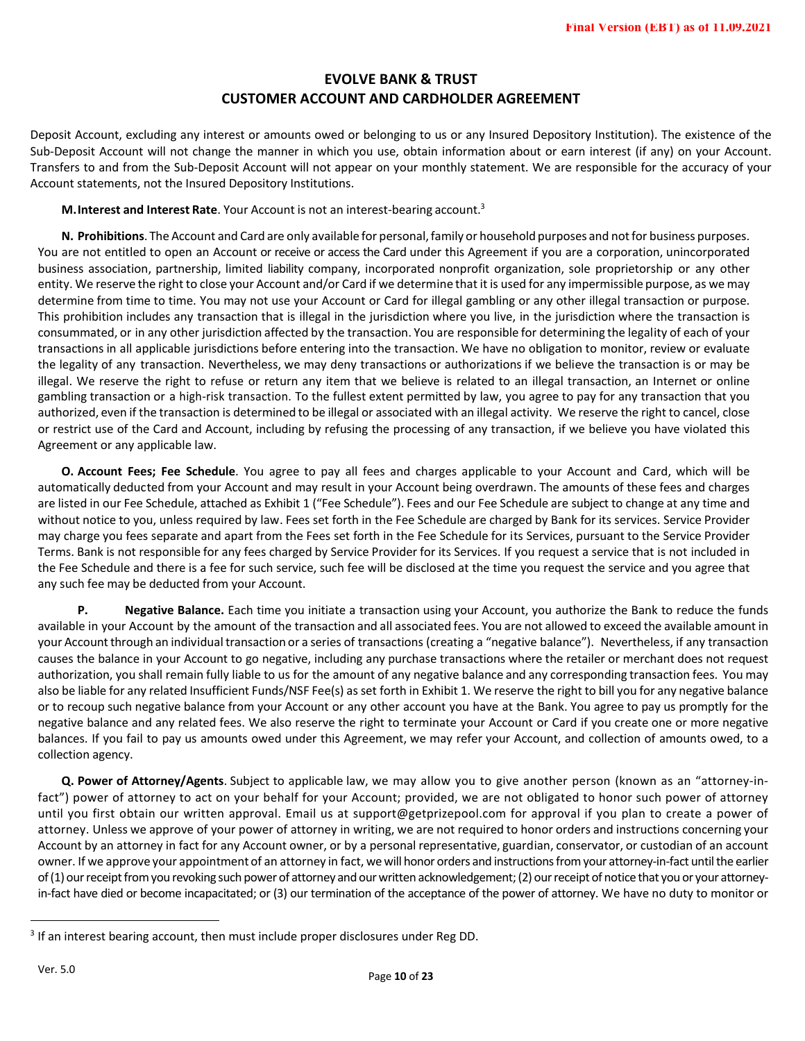Deposit Account, excluding any interest or amounts owed or belonging to us or any Insured Depository Institution). The existence of the Sub-Deposit Account will not change the manner in which you use, obtain information about or earn interest (if any) on your Account. Transfers to and from the Sub-Deposit Account will not appear on your monthly statement. We are responsible for the accuracy of your Account statements, not the Insured Depository Institutions.

**M. Interest and Interest Rate**. Your Account is not an interest-bearing account.[3]

**N. Prohibitions**. The Account and Card are only available for personal, family or household purposes and not for business purposes. You are not entitled to open an Account or receive or access the Card under this Agreement if you are a corporation, unincorporated business association, partnership, limited liability company, incorporated nonprofit organization, sole proprietorship or any other entity. We reserve the right to close your Account and/or Card if we determine that it is used for any impermissible purpose, as we may determine from time to time. You may not use your Account or Card for illegal gambling or any other illegal transaction or purpose. This prohibition includes any transaction that is illegal in the jurisdiction where you live, in the jurisdiction where the transaction is consummated, or in any other jurisdiction affected by the transaction. You are responsible for determining the legality of each of your transactions in all applicable jurisdictions before entering into the transaction. We have no obligation to monitor, review or evaluate the legality of any transaction. Nevertheless, we may deny transactions or authorizations if we believe the transaction is or may be illegal. We reserve the right to refuse or return any item that we believe is related to an illegal transaction, an Internet or online gambling transaction or a high-risk transaction. To the fullest extent permitted by law, you agree to pay for any transaction that you authorized, even if the transaction is determined to be illegal or associated with an illegal activity. We reserve the right to cancel, close or restrict use of the Card and Account, including by refusing the processing of any transaction, if we believe you have violated this Agreement or any applicable law.

**O. Account Fees; Fee Schedule**. You agree to pay all fees and charges applicable to your Account and Card, which will be automatically deducted from your Account and may result in your Account being overdrawn. The amounts of these fees and charges are listed in our Fee Schedule, attached as Exhibit 1 ("Fee Schedule"). Fees and our Fee Schedule are subject to change at any time and without notice to you, unless required by law. Fees set forth in the Fee Schedule are charged by Bank for its services. Service Provider may charge you fees separate and apart from the Fees set forth in the Fee Schedule for its Services, pursuant to the Service Provider Terms. Bank is not responsible for any fees charged by Service Provider for its Services. If you request a service that is not included in the Fee Schedule and there is a fee for such service, such fee will be disclosed at the time you request the service and you agree that any such fee may be deducted from your Account.

**P. Negative Balance.** Each time you initiate a transaction using your Account, you authorize the Bank to reduce the funds available in your Account by the amount of the transaction and all associated fees. You are not allowed to exceed the available amount in your Account through an individual transaction or a series of transactions (creating a "negative balance"). Nevertheless, if any transaction causes the balance in your Account to go negative, including any purchase transactions where the retailer or merchant does not request authorization, you shall remain fully liable to us for the amount of any negative balance and any corresponding transaction fees. You may also be liable for any related Insufficient Funds/NSF Fee(s) as set forth in Exhibit 1. We reserve the right to bill you for any negative balance or to recoup such negative balance from your Account or any other account you have at the Bank. You agree to pay us promptly for the negative balance and any related fees. We also reserve the right to terminate your Account or Card if you create one or more negative balances. If you fail to pay us amounts owed under this Agreement, we may refer your Account, and collection of amounts owed, to a collection agency.

**Q. Power of Attorney/Agents**. Subject to applicable law, we may allow you to give another person (known as an "attorney-in-fact") power of attorney to act on your behalf for your Account; provided, we are not obligated to honor such power of attorney until you first obtain our written approval. Email us at support@getprizepool.com for approval if you plan to create a power of attorney. Unless we approve of your power of attorney in writing, we are not required to honor orders and instructions concerning your Account by an attorney in fact for any Account owner, or by a personal representative, guardian, conservator, or custodian of an account owner. If we approve your appointment of an attorney in fact, we will honor orders and instructions from your attorney-in-fact until the earlier of (1) our receipt from you revoking such power of attorney and our written acknowledgement; (2) our receipt of notice that you or your attorney-in-fact have died or become incapacitated; or (3) our termination of the acceptance of the power of attorney. We have no duty to monitor or

[3] If an interest bearing account, then must include proper disclosures under Reg DD.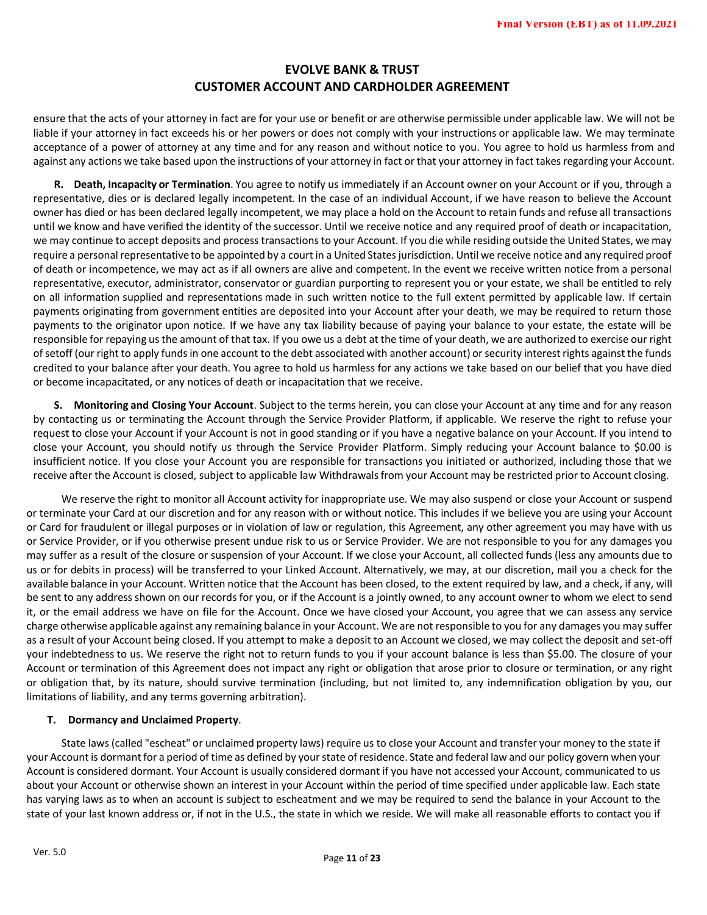ensure that the acts of your attorney in fact are for your use or benefit or are otherwise permissible under applicable law. We will not be liable if your attorney in fact exceeds his or her powers or does not comply with your instructions or applicable law. We may terminate acceptance of a power of attorney at any time and for any reason and without notice to you. You agree to hold us harmless from and against any actions we take based upon the instructions of your attorney in fact or that your attorney in fact takes regarding your Account.

**R. Death, Incapacity or Termination**. You agree to notify us immediately if an Account owner on your Account or if you, through a representative, dies or is declared legally incompetent. In the case of an individual Account, if we have reason to believe the Account owner has died or has been declared legally incompetent, we may place a hold on the Account to retain funds and refuse all transactions until we know and have verified the identity of the successor. Until we receive notice and any required proof of death or incapacitation, we may continue to accept deposits and process transactions to your Account. If you die while residing outside the United States, we may require a personal representative to be appointed by a court in a United States jurisdiction. Until we receive notice and any required proof of death or incompetence, we may act as if all owners are alive and competent. In the event we receive written notice from a personal representative, executor, administrator, conservator or guardian purporting to represent you or your estate, we shall be entitled to rely on all information supplied and representations made in such written notice to the full extent permitted by applicable law. If certain payments originating from government entities are deposited into your Account after your death, we may be required to return those payments to the originator upon notice. If we have any tax liability because of paying your balance to your estate, the estate will be responsible for repaying us the amount of that tax. If you owe us a debt at the time of your death, we are authorized to exercise our right of setoff (our right to apply funds in one account to the debt associated with another account) or security interest rights against the funds credited to your balance after your death. You agree to hold us harmless for any actions we take based on our belief that you have died or become incapacitated, or any notices of death or incapacitation that we receive.

**S. Monitoring and Closing Your Account**. Subject to the terms herein, you can close your Account at any time and for any reason by contacting us or terminating the Account through the Service Provider Platform, if applicable. We reserve the right to refuse your request to close your Account if your Account is not in good standing or if you have a negative balance on your Account. If you intend to close your Account, you should notify us through the Service Provider Platform. Simply reducing your Account balance to $0.00 is insufficient notice. If you close your Account you are responsible for transactions you initiated or authorized, including those that we receive after the Account is closed, subject to applicable law Withdrawals from your Account may be restricted prior to Account closing.

We reserve the right to monitor all Account activity for inappropriate use. We may also suspend or close your Account or suspend or terminate your Card at our discretion and for any reason with or without notice. This includes if we believe you are using your Account or Card for fraudulent or illegal purposes or in violation of law or regulation, this Agreement, any other agreement you may have with us or Service Provider, or if you otherwise present undue risk to us or Service Provider. We are not responsible to you for any damages you may suffer as a result of the closure or suspension of your Account. If we close your Account, all collected funds (less any amounts due to us or for debits in process) will be transferred to your Linked Account. Alternatively, we may, at our discretion, mail you a check for the available balance in your Account. Written notice that the Account has been closed, to the extent required by law, and a check, if any, will be sent to any address shown on our records for you, or if the Account is a jointly owned, to any account owner to whom we elect to send it, or the email address we have on file for the Account. Once we have closed your Account, you agree that we can assess any service charge otherwise applicable against any remaining balance in your Account. We are not responsible to you for any damages you may suffer as a result of your Account being closed. If you attempt to make a deposit to an Account we closed, we may collect the deposit and set-off your indebtedness to us. We reserve the right not to return funds to you if your account balance is less than $5.00. The closure of your Account or termination of this Agreement does not impact any right or obligation that arose prior to closure or termination, or any right or obligation that, by its nature, should survive termination (including, but not limited to, any indemnification obligation by you, our limitations of liability, and any terms governing arbitration).

**T. Dormancy and Unclaimed Property**.

State laws (called "escheat" or unclaimed property laws) require us to close your Account and transfer your money to the state if your Account is dormant for a period of time as defined by your state of residence. State and federal law and our policy govern when your Account is considered dormant. Your Account is usually considered dormant if you have not accessed your Account, communicated to us about your Account or otherwise shown an interest in your Account within the period of time specified under applicable law. Each state has varying laws as to when an account is subject to escheatment and we may be required to send the balance in your Account to the state of your last known address or, if not in the U.S., the state in which we reside. We will make all reasonable efforts to contact you if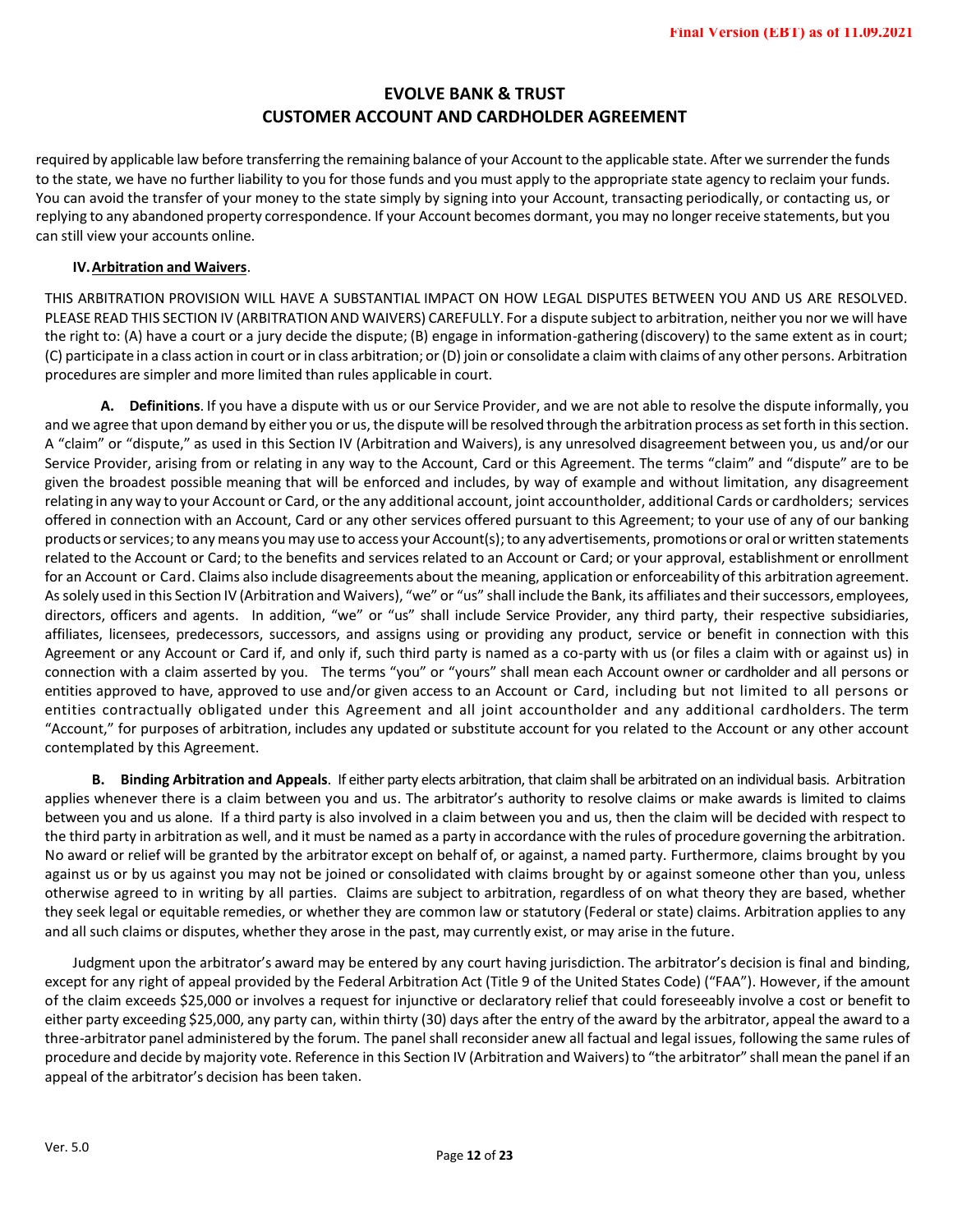required by applicable law before transferring the remaining balance of your Account to the applicable state. After we surrender the funds to the state, we have no further liability to you for those funds and you must apply to the appropriate state agency to reclaim your funds. You can avoid the transfer of your money to the state simply by signing into your Account, transacting periodically, or contacting us, or replying to any abandoned property correspondence. If your Account becomes dormant, you may no longer receive statements, but you can still view your accounts online.

## IV. **Arbitration and Waivers**.

THIS ARBITRATION PROVISION WILL HAVE A SUBSTANTIAL IMPACT ON HOW LEGAL DISPUTES BETWEEN YOU AND US ARE RESOLVED. PLEASE READ THIS SECTION IV (ARBITRATION AND WAIVERS) CAREFULLY. For a dispute subject to arbitration, neither you nor we will have the right to: (A) have a court or a jury decide the dispute; (B) engage in information-gathering (discovery) to the same extent as in court; (C) participate in a class action in court or in class arbitration; or (D) join or consolidate a claim with claims of any other persons. Arbitration procedures are simpler and more limited than rules applicable in court.

**A. Definitions**. If you have a dispute with us or our Service Provider, and we are not able to resolve the dispute informally, you and we agree that upon demand by either you or us, the dispute will be resolved through the arbitration process as set forth in this section. A "claim" or "dispute," as used in this Section IV (Arbitration and Waivers), is any unresolved disagreement between you, us and/or our Service Provider, arising from or relating in any way to the Account, Card or this Agreement. The terms "claim" and "dispute" are to be given the broadest possible meaning that will be enforced and includes, by way of example and without limitation, any disagreement relating in any way to your Account or Card, or the any additional account, joint accountholder, additional Cards or cardholders; services offered in connection with an Account, Card or any other services offered pursuant to this Agreement; to your use of any of our banking products or services; to any means you may use to access your Account(s); to any advertisements, promotions or oral or written statements related to the Account or Card; to the benefits and services related to an Account or Card; or your approval, establishment or enrollment for an Account or Card. Claims also include disagreements about the meaning, application or enforceability of this arbitration agreement. As solely used in this Section IV (Arbitration and Waivers), "we" or "us" shall include the Bank, its affiliates and their successors, employees, directors, officers and agents. In addition, "we" or "us" shall include Service Provider, any third party, their respective subsidiaries, affiliates, licensees, predecessors, successors, and assigns using or providing any product, service or benefit in connection with this Agreement or any Account or Card if, and only if, such third party is named as a co-party with us (or files a claim with or against us) in connection with a claim asserted by you. The terms "you" or "yours" shall mean each Account owner or cardholder and all persons or entities approved to have, approved to use and/or given access to an Account or Card, including but not limited to all persons or entities contractually obligated under this Agreement and all joint accountholder and any additional cardholders. The term "Account," for purposes of arbitration, includes any updated or substitute account for you related to the Account or any other account contemplated by this Agreement.

**B. Binding Arbitration and Appeals**. If either party elects arbitration, that claim shall be arbitrated on an individual basis. Arbitration applies whenever there is a claim between you and us. The arbitrator's authority to resolve claims or make awards is limited to claims between you and us alone. If a third party is also involved in a claim between you and us, then the claim will be decided with respect to the third party in arbitration as well, and it must be named as a party in accordance with the rules of procedure governing the arbitration. No award or relief will be granted by the arbitrator except on behalf of, or against, a named party. Furthermore, claims brought by you against us or by us against you may not be joined or consolidated with claims brought by or against someone other than you, unless otherwise agreed to in writing by all parties. Claims are subject to arbitration, regardless of on what theory they are based, whether they seek legal or equitable remedies, or whether they are common law or statutory (Federal or state) claims. Arbitration applies to any and all such claims or disputes, whether they arose in the past, may currently exist, or may arise in the future.

Judgment upon the arbitrator's award may be entered by any court having jurisdiction. The arbitrator's decision is final and binding, except for any right of appeal provided by the Federal Arbitration Act (Title 9 of the United States Code) ("FAA"). However, if the amount of the claim exceeds $25,000 or involves a request for injunctive or declaratory relief that could foreseeably involve a cost or benefit to either party exceeding $25,000, any party can, within thirty (30) days after the entry of the award by the arbitrator, appeal the award to a three-arbitrator panel administered by the forum. The panel shall reconsider anew all factual and legal issues, following the same rules of procedure and decide by majority vote. Reference in this Section IV (Arbitration and Waivers) to "the arbitrator" shall mean the panel if an appeal of the arbitrator's decision has been taken.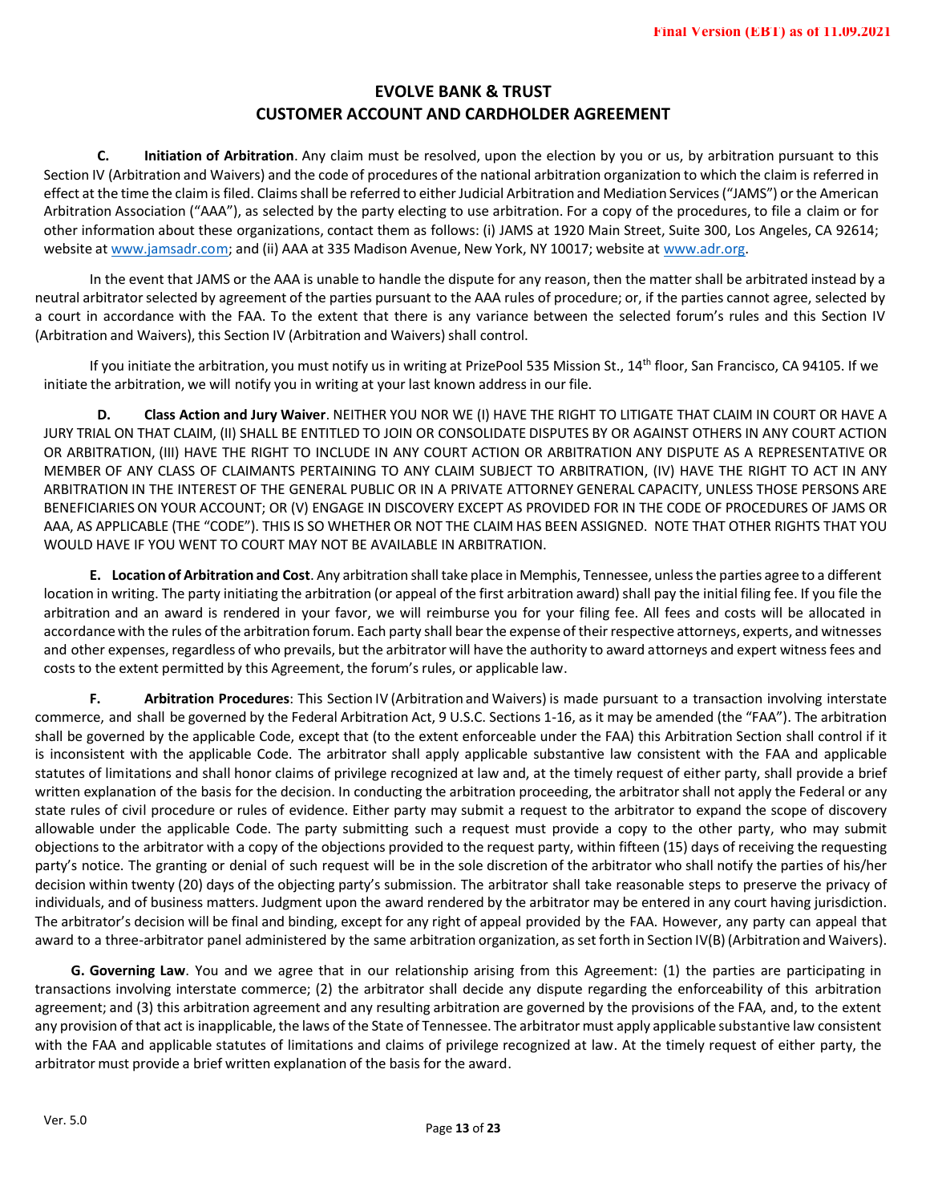# EVOLVE BANK & TRUST
# CUSTOMER ACCOUNT AND CARDHOLDER AGREEMENT

**C. Initiation of Arbitration**. Any claim must be resolved, upon the election by you or us, by arbitration pursuant to this Section IV (Arbitration and Waivers) and the code of procedures of the national arbitration organization to which the claim is referred in effect at the time the claim is filed. Claims shall be referred to either Judicial Arbitration and Mediation Services ("JAMS") or the American Arbitration Association ("AAA"), as selected by the party electing to use arbitration. For a copy of the procedures, to file a claim or for other information about these organizations, contact them as follows: (i) JAMS at 1920 Main Street, Suite 300, Los Angeles, CA 92614; website at www.jamsadr.com; and (ii) AAA at 335 Madison Avenue, New York, NY 10017; website at www.adr.org.

In the event that JAMS or the AAA is unable to handle the dispute for any reason, then the matter shall be arbitrated instead by a neutral arbitrator selected by agreement of the parties pursuant to the AAA rules of procedure; or, if the parties cannot agree, selected by a court in accordance with the FAA. To the extent that there is any variance between the selected forum's rules and this Section IV (Arbitration and Waivers), this Section IV (Arbitration and Waivers) shall control.

If you initiate the arbitration, you must notify us in writing at PrizePool 535 Mission St., 14th floor, San Francisco, CA 94105. If we initiate the arbitration, we will notify you in writing at your last known address in our file.

**D. Class Action and Jury Waiver**. NEITHER YOU NOR WE (I) HAVE THE RIGHT TO LITIGATE THAT CLAIM IN COURT OR HAVE A JURY TRIAL ON THAT CLAIM, (II) SHALL BE ENTITLED TO JOIN OR CONSOLIDATE DISPUTES BY OR AGAINST OTHERS IN ANY COURT ACTION OR ARBITRATION, (III) HAVE THE RIGHT TO INCLUDE IN ANY COURT ACTION OR ARBITRATION ANY DISPUTE AS A REPRESENTATIVE OR MEMBER OF ANY CLASS OF CLAIMANTS PERTAINING TO ANY CLAIM SUBJECT TO ARBITRATION, (IV) HAVE THE RIGHT TO ACT IN ANY ARBITRATION IN THE INTEREST OF THE GENERAL PUBLIC OR IN A PRIVATE ATTORNEY GENERAL CAPACITY, UNLESS THOSE PERSONS ARE BENEFICIARIES ON YOUR ACCOUNT; OR (V) ENGAGE IN DISCOVERY EXCEPT AS PROVIDED FOR IN THE CODE OF PROCEDURES OF JAMS OR AAA, AS APPLICABLE (THE "CODE"). THIS IS SO WHETHER OR NOT THE CLAIM HAS BEEN ASSIGNED. NOTE THAT OTHER RIGHTS THAT YOU WOULD HAVE IF YOU WENT TO COURT MAY NOT BE AVAILABLE IN ARBITRATION.

**E. Location of Arbitration and Cost**. Any arbitration shall take place in Memphis, Tennessee, unless the parties agree to a different location in writing. The party initiating the arbitration (or appeal of the first arbitration award) shall pay the initial filing fee. If you file the arbitration and an award is rendered in your favor, we will reimburse you for your filing fee. All fees and costs will be allocated in accordance with the rules of the arbitration forum. Each party shall bear the expense of their respective attorneys, experts, and witnesses and other expenses, regardless of who prevails, but the arbitrator will have the authority to award attorneys and expert witness fees and costs to the extent permitted by this Agreement, the forum's rules, or applicable law.

**F. Arbitration Procedures**: This Section IV (Arbitration and Waivers) is made pursuant to a transaction involving interstate commerce, and shall be governed by the Federal Arbitration Act, 9 U.S.C. Sections 1-16, as it may be amended (the "FAA"). The arbitration shall be governed by the applicable Code, except that (to the extent enforceable under the FAA) this Arbitration Section shall control if it is inconsistent with the applicable Code. The arbitrator shall apply applicable substantive law consistent with the FAA and applicable statutes of limitations and shall honor claims of privilege recognized at law and, at the timely request of either party, shall provide a brief written explanation of the basis for the decision. In conducting the arbitration proceeding, the arbitrator shall not apply the Federal or any state rules of civil procedure or rules of evidence. Either party may submit a request to the arbitrator to expand the scope of discovery allowable under the applicable Code. The party submitting such a request must provide a copy to the other party, who may submit objections to the arbitrator with a copy of the objections provided to the request party, within fifteen (15) days of receiving the requesting party's notice. The granting or denial of such request will be in the sole discretion of the arbitrator who shall notify the parties of his/her decision within twenty (20) days of the objecting party's submission. The arbitrator shall take reasonable steps to preserve the privacy of individuals, and of business matters. Judgment upon the award rendered by the arbitrator may be entered in any court having jurisdiction. The arbitrator's decision will be final and binding, except for any right of appeal provided by the FAA. However, any party can appeal that award to a three-arbitrator panel administered by the same arbitration organization, as set forth in Section IV(B) (Arbitration and Waivers).

**G. Governing Law**. You and we agree that in our relationship arising from this Agreement: (1) the parties are participating in transactions involving interstate commerce; (2) the arbitrator shall decide any dispute regarding the enforceability of this arbitration agreement; and (3) this arbitration agreement and any resulting arbitration are governed by the provisions of the FAA, and, to the extent any provision of that act is inapplicable, the laws of the State of Tennessee. The arbitrator must apply applicable substantive law consistent with the FAA and applicable statutes of limitations and claims of privilege recognized at law. At the timely request of either party, the arbitrator must provide a brief written explanation of the basis for the award.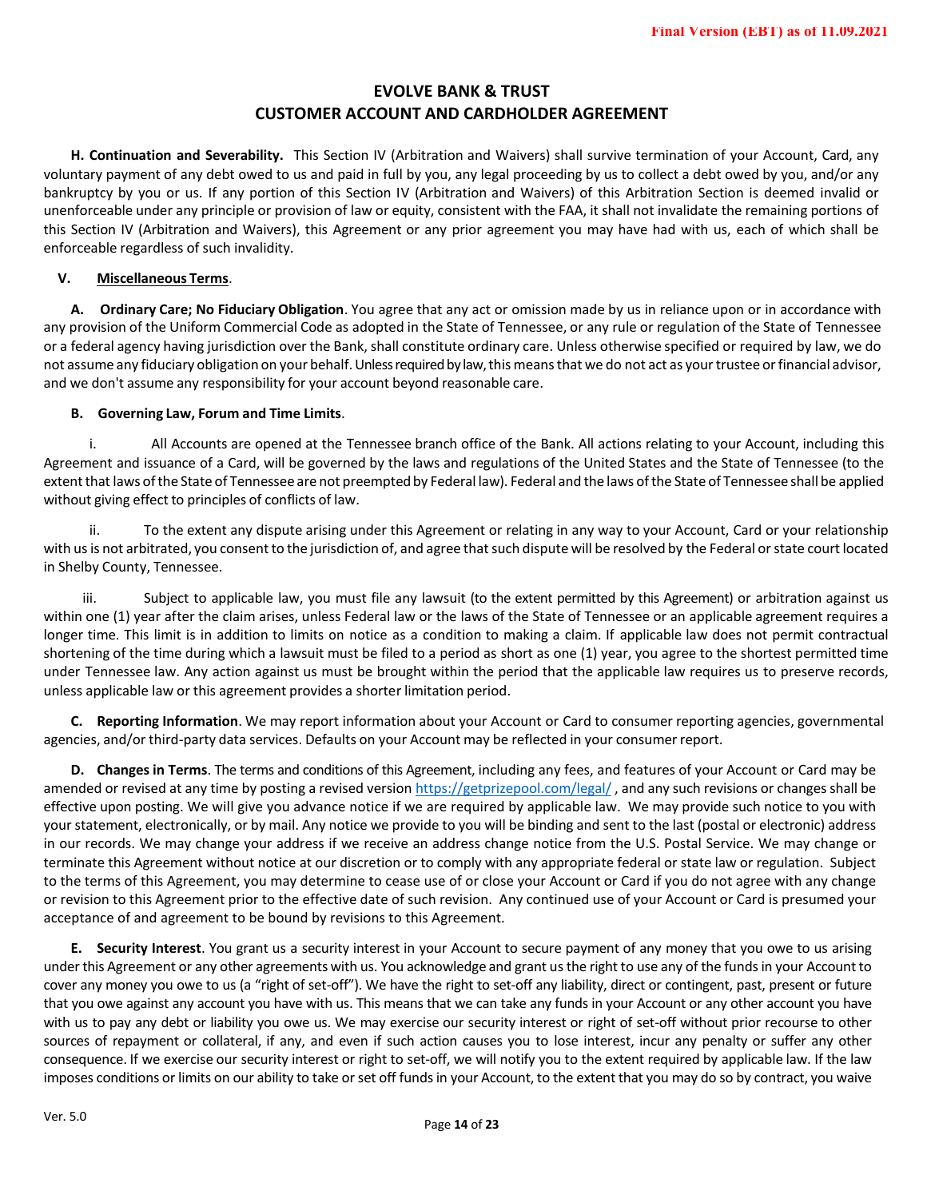# EVOLVE BANK & TRUST
# CUSTOMER ACCOUNT AND CARDHOLDER AGREEMENT

**H. Continuation and Severability.** This Section IV (Arbitration and Waivers) shall survive termination of your Account, Card, any voluntary payment of any debt owed to us and paid in full by you, any legal proceeding by us to collect a debt owed by you, and/or any bankruptcy by you or us. If any portion of this Section IV (Arbitration and Waivers) of this Arbitration Section is deemed invalid or unenforceable under any principle or provision of law or equity, consistent with the FAA, it shall not invalidate the remaining portions of this Section IV (Arbitration and Waivers), this Agreement or any prior agreement you may have had with us, each of which shall be enforceable regardless of such invalidity.

## V. Miscellaneous Terms.

**A. Ordinary Care; No Fiduciary Obligation**. You agree that any act or omission made by us in reliance upon or in accordance with any provision of the Uniform Commercial Code as adopted in the State of Tennessee, or any rule or regulation of the State of Tennessee or a federal agency having jurisdiction over the Bank, shall constitute ordinary care. Unless otherwise specified or required by law, we do not assume any fiduciary obligation on your behalf. Unless required by law, this means that we do not act as your trustee or financial advisor, and we don't assume any responsibility for your account beyond reasonable care.

**B. Governing Law, Forum and Time Limits**.

i. All Accounts are opened at the Tennessee branch office of the Bank. All actions relating to your Account, including this Agreement and issuance of a Card, will be governed by the laws and regulations of the United States and the State of Tennessee (to the extent that laws of the State of Tennessee are not preempted by Federal law). Federal and the laws of the State of Tennessee shall be applied without giving effect to principles of conflicts of law.

ii. To the extent any dispute arising under this Agreement or relating in any way to your Account, Card or your relationship with us is not arbitrated, you consent to the jurisdiction of, and agree that such dispute will be resolved by the Federal or state court located in Shelby County, Tennessee.

iii. Subject to applicable law, you must file any lawsuit (to the extent permitted by this Agreement) or arbitration against us within one (1) year after the claim arises, unless Federal law or the laws of the State of Tennessee or an applicable agreement requires a longer time. This limit is in addition to limits on notice as a condition to making a claim. If applicable law does not permit contractual shortening of the time during which a lawsuit must be filed to a period as short as one (1) year, you agree to the shortest permitted time under Tennessee law. Any action against us must be brought within the period that the applicable law requires us to preserve records, unless applicable law or this agreement provides a shorter limitation period.

**C. Reporting Information**. We may report information about your Account or Card to consumer reporting agencies, governmental agencies, and/or third-party data services. Defaults on your Account may be reflected in your consumer report.

**D. Changes in Terms**. The terms and conditions of this Agreement, including any fees, and features of your Account or Card may be amended or revised at any time by posting a revised version https://getprizepool.com/legal/ , and any such revisions or changes shall be effective upon posting. We will give you advance notice if we are required by applicable law. We may provide such notice to you with your statement, electronically, or by mail. Any notice we provide to you will be binding and sent to the last (postal or electronic) address in our records. We may change your address if we receive an address change notice from the U.S. Postal Service. We may change or terminate this Agreement without notice at our discretion or to comply with any appropriate federal or state law or regulation. Subject to the terms of this Agreement, you may determine to cease use of or close your Account or Card if you do not agree with any change or revision to this Agreement prior to the effective date of such revision. Any continued use of your Account or Card is presumed your acceptance of and agreement to be bound by revisions to this Agreement.

**E. Security Interest**. You grant us a security interest in your Account to secure payment of any money that you owe to us arising under this Agreement or any other agreements with us. You acknowledge and grant us the right to use any of the funds in your Account to cover any money you owe to us (a "right of set-off"). We have the right to set-off any liability, direct or contingent, past, present or future that you owe against any account you have with us. This means that we can take any funds in your Account or any other account you have with us to pay any debt or liability you owe us. We may exercise our security interest or right of set-off without prior recourse to other sources of repayment or collateral, if any, and even if such action causes you to lose interest, incur any penalty or suffer any other consequence. If we exercise our security interest or right to set-off, we will notify you to the extent required by applicable law. If the law imposes conditions or limits on our ability to take or set off funds in your Account, to the extent that you may do so by contract, you waive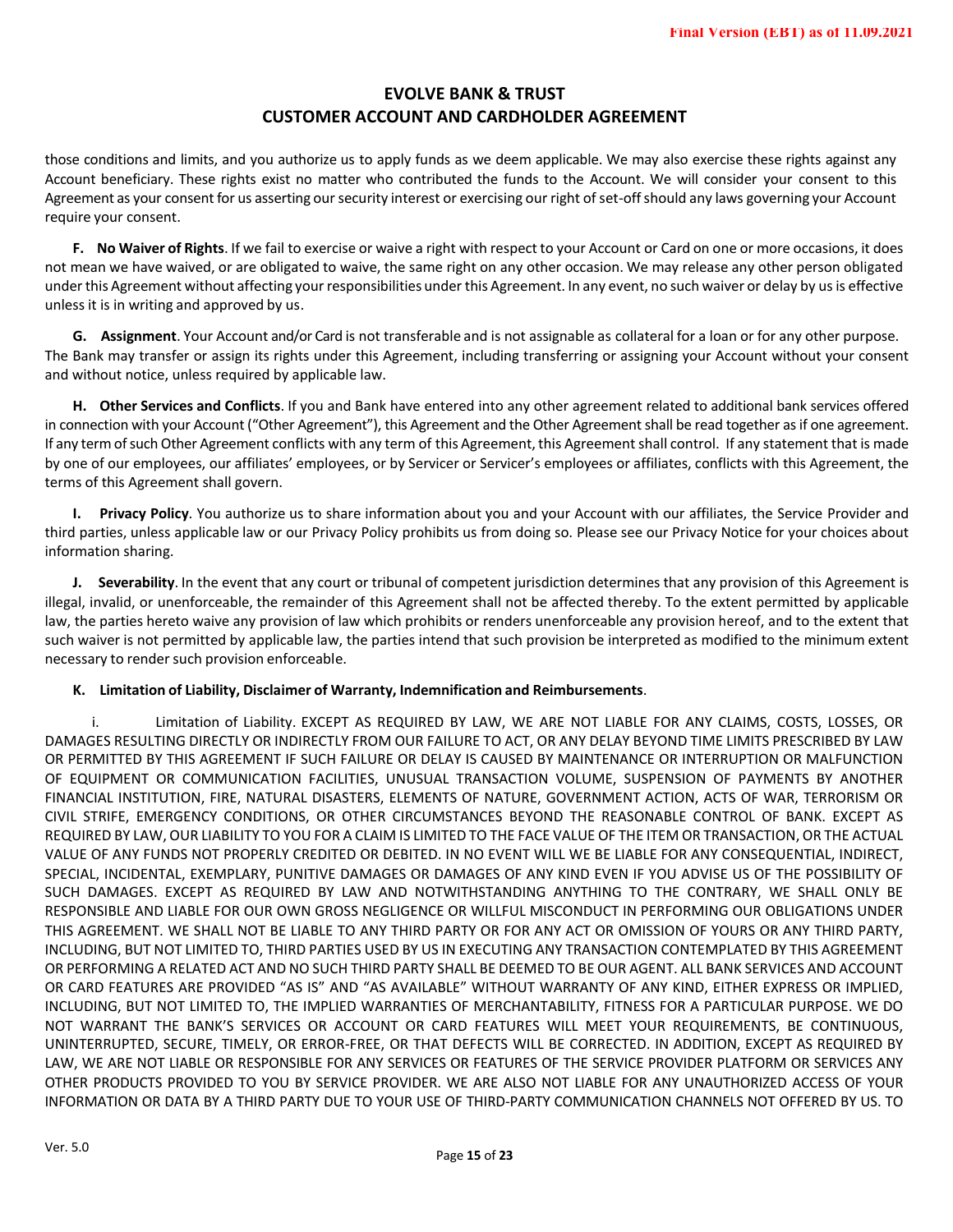those conditions and limits, and you authorize us to apply funds as we deem applicable. We may also exercise these rights against any Account beneficiary. These rights exist no matter who contributed the funds to the Account. We will consider your consent to this Agreement as your consent for us asserting our security interest or exercising our right of set-off should any laws governing your Account require your consent.

**F. No Waiver of Rights**. If we fail to exercise or waive a right with respect to your Account or Card on one or more occasions, it does not mean we have waived, or are obligated to waive, the same right on any other occasion. We may release any other person obligated under this Agreement without affecting your responsibilities under this Agreement. In any event, no such waiver or delay by us is effective unless it is in writing and approved by us.

**G. Assignment**. Your Account and/or Card is not transferable and is not assignable as collateral for a loan or for any other purpose. The Bank may transfer or assign its rights under this Agreement, including transferring or assigning your Account without your consent and without notice, unless required by applicable law.

**H. Other Services and Conflicts**. If you and Bank have entered into any other agreement related to additional bank services offered in connection with your Account ("Other Agreement"), this Agreement and the Other Agreement shall be read together as if one agreement. If any term of such Other Agreement conflicts with any term of this Agreement, this Agreement shall control. If any statement that is made by one of our employees, our affiliates' employees, or by Servicer or Servicer's employees or affiliates, conflicts with this Agreement, the terms of this Agreement shall govern.

**I. Privacy Policy**. You authorize us to share information about you and your Account with our affiliates, the Service Provider and third parties, unless applicable law or our Privacy Policy prohibits us from doing so. Please see our Privacy Notice for your choices about information sharing.

**J. Severability**. In the event that any court or tribunal of competent jurisdiction determines that any provision of this Agreement is illegal, invalid, or unenforceable, the remainder of this Agreement shall not be affected thereby. To the extent permitted by applicable law, the parties hereto waive any provision of law which prohibits or renders unenforceable any provision hereof, and to the extent that such waiver is not permitted by applicable law, the parties intend that such provision be interpreted as modified to the minimum extent necessary to render such provision enforceable.

**K. Limitation of Liability, Disclaimer of Warranty, Indemnification and Reimbursements**.

i. Limitation of Liability. EXCEPT AS REQUIRED BY LAW, WE ARE NOT LIABLE FOR ANY CLAIMS, COSTS, LOSSES, OR DAMAGES RESULTING DIRECTLY OR INDIRECTLY FROM OUR FAILURE TO ACT, OR ANY DELAY BEYOND TIME LIMITS PRESCRIBED BY LAW OR PERMITTED BY THIS AGREEMENT IF SUCH FAILURE OR DELAY IS CAUSED BY MAINTENANCE OR INTERRUPTION OR MALFUNCTION OF EQUIPMENT OR COMMUNICATION FACILITIES, UNUSUAL TRANSACTION VOLUME, SUSPENSION OF PAYMENTS BY ANOTHER FINANCIAL INSTITUTION, FIRE, NATURAL DISASTERS, ELEMENTS OF NATURE, GOVERNMENT ACTION, ACTS OF WAR, TERRORISM OR CIVIL STRIFE, EMERGENCY CONDITIONS, OR OTHER CIRCUMSTANCES BEYOND THE REASONABLE CONTROL OF BANK. EXCEPT AS REQUIRED BY LAW, OUR LIABILITY TO YOU FOR A CLAIM IS LIMITED TO THE FACE VALUE OF THE ITEM OR TRANSACTION, OR THE ACTUAL VALUE OF ANY FUNDS NOT PROPERLY CREDITED OR DEBITED. IN NO EVENT WILL WE BE LIABLE FOR ANY CONSEQUENTIAL, INDIRECT, SPECIAL, INCIDENTAL, EXEMPLARY, PUNITIVE DAMAGES OR DAMAGES OF ANY KIND EVEN IF YOU ADVISE US OF THE POSSIBILITY OF SUCH DAMAGES. EXCEPT AS REQUIRED BY LAW AND NOTWITHSTANDING ANYTHING TO THE CONTRARY, WE SHALL ONLY BE RESPONSIBLE AND LIABLE FOR OUR OWN GROSS NEGLIGENCE OR WILLFUL MISCONDUCT IN PERFORMING OUR OBLIGATIONS UNDER THIS AGREEMENT. WE SHALL NOT BE LIABLE TO ANY THIRD PARTY OR FOR ANY ACT OR OMISSION OF YOURS OR ANY THIRD PARTY, INCLUDING, BUT NOT LIMITED TO, THIRD PARTIES USED BY US IN EXECUTING ANY TRANSACTION CONTEMPLATED BY THIS AGREEMENT OR PERFORMING A RELATED ACT AND NO SUCH THIRD PARTY SHALL BE DEEMED TO BE OUR AGENT. ALL BANK SERVICES AND ACCOUNT OR CARD FEATURES ARE PROVIDED "AS IS" AND "AS AVAILABLE" WITHOUT WARRANTY OF ANY KIND, EITHER EXPRESS OR IMPLIED, INCLUDING, BUT NOT LIMITED TO, THE IMPLIED WARRANTIES OF MERCHANTABILITY, FITNESS FOR A PARTICULAR PURPOSE. WE DO NOT WARRANT THE BANK'S SERVICES OR ACCOUNT OR CARD FEATURES WILL MEET YOUR REQUIREMENTS, BE CONTINUOUS, UNINTERRUPTED, SECURE, TIMELY, OR ERROR-FREE, OR THAT DEFECTS WILL BE CORRECTED. IN ADDITION, EXCEPT AS REQUIRED BY LAW, WE ARE NOT LIABLE OR RESPONSIBLE FOR ANY SERVICES OR FEATURES OF THE SERVICE PROVIDER PLATFORM OR SERVICES ANY OTHER PRODUCTS PROVIDED TO YOU BY SERVICE PROVIDER. WE ARE ALSO NOT LIABLE FOR ANY UNAUTHORIZED ACCESS OF YOUR INFORMATION OR DATA BY A THIRD PARTY DUE TO YOUR USE OF THIRD-PARTY COMMUNICATION CHANNELS NOT OFFERED BY US. TO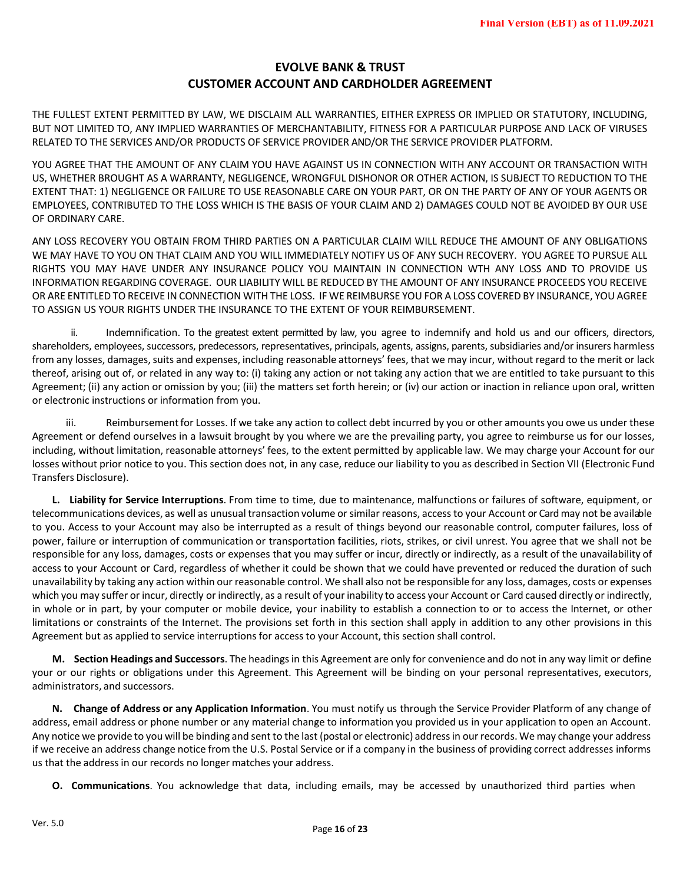THE FULLEST EXTENT PERMITTED BY LAW, WE DISCLAIM ALL WARRANTIES, EITHER EXPRESS OR IMPLIED OR STATUTORY, INCLUDING, BUT NOT LIMITED TO, ANY IMPLIED WARRANTIES OF MERCHANTABILITY, FITNESS FOR A PARTICULAR PURPOSE AND LACK OF VIRUSES RELATED TO THE SERVICES AND/OR PRODUCTS OF SERVICE PROVIDER AND/OR THE SERVICE PROVIDER PLATFORM.

YOU AGREE THAT THE AMOUNT OF ANY CLAIM YOU HAVE AGAINST US IN CONNECTION WITH ANY ACCOUNT OR TRANSACTION WITH US, WHETHER BROUGHT AS A WARRANTY, NEGLIGENCE, WRONGFUL DISHONOR OR OTHER ACTION, IS SUBJECT TO REDUCTION TO THE EXTENT THAT: 1) NEGLIGENCE OR FAILURE TO USE REASONABLE CARE ON YOUR PART, OR ON THE PARTY OF ANY OF YOUR AGENTS OR EMPLOYEES, CONTRIBUTED TO THE LOSS WHICH IS THE BASIS OF YOUR CLAIM AND 2) DAMAGES COULD NOT BE AVOIDED BY OUR USE OF ORDINARY CARE.

ANY LOSS RECOVERY YOU OBTAIN FROM THIRD PARTIES ON A PARTICULAR CLAIM WILL REDUCE THE AMOUNT OF ANY OBLIGATIONS WE MAY HAVE TO YOU ON THAT CLAIM AND YOU WILL IMMEDIATELY NOTIFY US OF ANY SUCH RECOVERY. YOU AGREE TO PURSUE ALL RIGHTS YOU MAY HAVE UNDER ANY INSURANCE POLICY YOU MAINTAIN IN CONNECTION WTH ANY LOSS AND TO PROVIDE US INFORMATION REGARDING COVERAGE. OUR LIABILITY WILL BE REDUCED BY THE AMOUNT OF ANY INSURANCE PROCEEDS YOU RECEIVE OR ARE ENTITLED TO RECEIVE IN CONNECTION WITH THE LOSS. IF WE REIMBURSE YOU FOR A LOSS COVERED BY INSURANCE, YOU AGREE TO ASSIGN US YOUR RIGHTS UNDER THE INSURANCE TO THE EXTENT OF YOUR REIMBURSEMENT.

ii. Indemnification. To the greatest extent permitted by law, you agree to indemnify and hold us and our officers, directors, shareholders, employees, successors, predecessors, representatives, principals, agents, assigns, parents, subsidiaries and/or insurers harmless from any losses, damages, suits and expenses, including reasonable attorneys' fees, that we may incur, without regard to the merit or lack thereof, arising out of, or related in any way to: (i) taking any action or not taking any action that we are entitled to take pursuant to this Agreement; (ii) any action or omission by you; (iii) the matters set forth herein; or (iv) our action or inaction in reliance upon oral, written or electronic instructions or information from you.

iii. Reimbursement for Losses. If we take any action to collect debt incurred by you or other amounts you owe us under these Agreement or defend ourselves in a lawsuit brought by you where we are the prevailing party, you agree to reimburse us for our losses, including, without limitation, reasonable attorneys' fees, to the extent permitted by applicable law. We may charge your Account for our losses without prior notice to you. This section does not, in any case, reduce our liability to you as described in Section VII (Electronic Fund Transfers Disclosure).

**L. Liability for Service Interruptions**. From time to time, due to maintenance, malfunctions or failures of software, equipment, or telecommunications devices, as well as unusual transaction volume or similar reasons, access to your Account or Card may not be available to you. Access to your Account may also be interrupted as a result of things beyond our reasonable control, computer failures, loss of power, failure or interruption of communication or transportation facilities, riots, strikes, or civil unrest. You agree that we shall not be responsible for any loss, damages, costs or expenses that you may suffer or incur, directly or indirectly, as a result of the unavailability of access to your Account or Card, regardless of whether it could be shown that we could have prevented or reduced the duration of such unavailability by taking any action within our reasonable control. We shall also not be responsible for any loss, damages, costs or expenses which you may suffer or incur, directly or indirectly, as a result of your inability to access your Account or Card caused directly or indirectly, in whole or in part, by your computer or mobile device, your inability to establish a connection to or to access the Internet, or other limitations or constraints of the Internet. The provisions set forth in this section shall apply in addition to any other provisions in this Agreement but as applied to service interruptions for access to your Account, this section shall control.

**M. Section Headings and Successors**. The headings in this Agreement are only for convenience and do not in any way limit or define your or our rights or obligations under this Agreement. This Agreement will be binding on your personal representatives, executors, administrators, and successors.

**N. Change of Address or any Application Information**. You must notify us through the Service Provider Platform of any change of address, email address or phone number or any material change to information you provided us in your application to open an Account. Any notice we provide to you will be binding and sent to the last (postal or electronic) address in our records. We may change your address if we receive an address change notice from the U.S. Postal Service or if a company in the business of providing correct addresses informs us that the address in our records no longer matches your address.

**O. Communications**. You acknowledge that data, including emails, may be accessed by unauthorized third parties when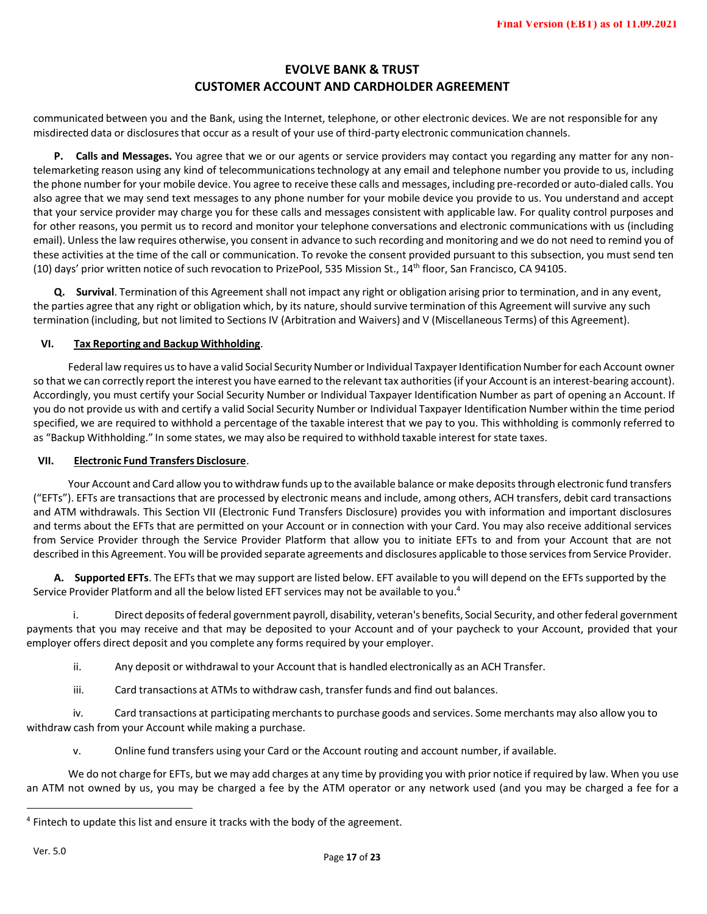communicated between you and the Bank, using the Internet, telephone, or other electronic devices. We are not responsible for any misdirected data or disclosures that occur as a result of your use of third-party electronic communication channels.

**P. Calls and Messages.** You agree that we or our agents or service providers may contact you regarding any matter for any non-telemarketing reason using any kind of telecommunications technology at any email and telephone number you provide to us, including the phone number for your mobile device. You agree to receive these calls and messages, including pre-recorded or auto-dialed calls. You also agree that we may send text messages to any phone number for your mobile device you provide to us. You understand and accept that your service provider may charge you for these calls and messages consistent with applicable law. For quality control purposes and for other reasons, you permit us to record and monitor your telephone conversations and electronic communications with us (including email). Unless the law requires otherwise, you consent in advance to such recording and monitoring and we do not need to remind you of these activities at the time of the call or communication. To revoke the consent provided pursuant to this subsection, you must send ten (10) days' prior written notice of such revocation to PrizePool, 535 Mission St., 14th floor, San Francisco, CA 94105.

**Q. Survival**. Termination of this Agreement shall not impact any right or obligation arising prior to termination, and in any event, the parties agree that any right or obligation which, by its nature, should survive termination of this Agreement will survive any such termination (including, but not limited to Sections IV (Arbitration and Waivers) and V (Miscellaneous Terms) of this Agreement).

## VI. Tax Reporting and Backup Withholding.

Federal law requires us to have a valid Social Security Number or Individual Taxpayer Identification Number for each Account owner so that we can correctly report the interest you have earned to the relevant tax authorities (if your Account is an interest-bearing account). Accordingly, you must certify your Social Security Number or Individual Taxpayer Identification Number as part of opening an Account. If you do not provide us with and certify a valid Social Security Number or Individual Taxpayer Identification Number within the time period specified, we are required to withhold a percentage of the taxable interest that we pay to you. This withholding is commonly referred to as "Backup Withholding." In some states, we may also be required to withhold taxable interest for state taxes.

## VII. Electronic Fund Transfers Disclosure.

Your Account and Card allow you to withdraw funds up to the available balance or make deposits through electronic fund transfers ("EFTs"). EFTs are transactions that are processed by electronic means and include, among others, ACH transfers, debit card transactions and ATM withdrawals. This Section VII (Electronic Fund Transfers Disclosure) provides you with information and important disclosures and terms about the EFTs that are permitted on your Account or in connection with your Card. You may also receive additional services from Service Provider through the Service Provider Platform that allow you to initiate EFTs to and from your Account that are not described in this Agreement. You will be provided separate agreements and disclosures applicable to those services from Service Provider.

**A. Supported EFTs**. The EFTs that we may support are listed below. EFT available to you will depend on the EFTs supported by the Service Provider Platform and all the below listed EFT services may not be available to you.[4]

i. Direct deposits of federal government payroll, disability, veteran's benefits, Social Security, and other federal government payments that you may receive and that may be deposited to your Account and of your paycheck to your Account, provided that your employer offers direct deposit and you complete any forms required by your employer.

ii. Any deposit or withdrawal to your Account that is handled electronically as an ACH Transfer.

iii. Card transactions at ATMs to withdraw cash, transfer funds and find out balances.

iv. Card transactions at participating merchants to purchase goods and services. Some merchants may also allow you to withdraw cash from your Account while making a purchase.

v. Online fund transfers using your Card or the Account routing and account number, if available.

We do not charge for EFTs, but we may add charges at any time by providing you with prior notice if required by law. When you use an ATM not owned by us, you may be charged a fee by the ATM operator or any network used (and you may be charged a fee for a

[4] Fintech to update this list and ensure it tracks with the body of the agreement.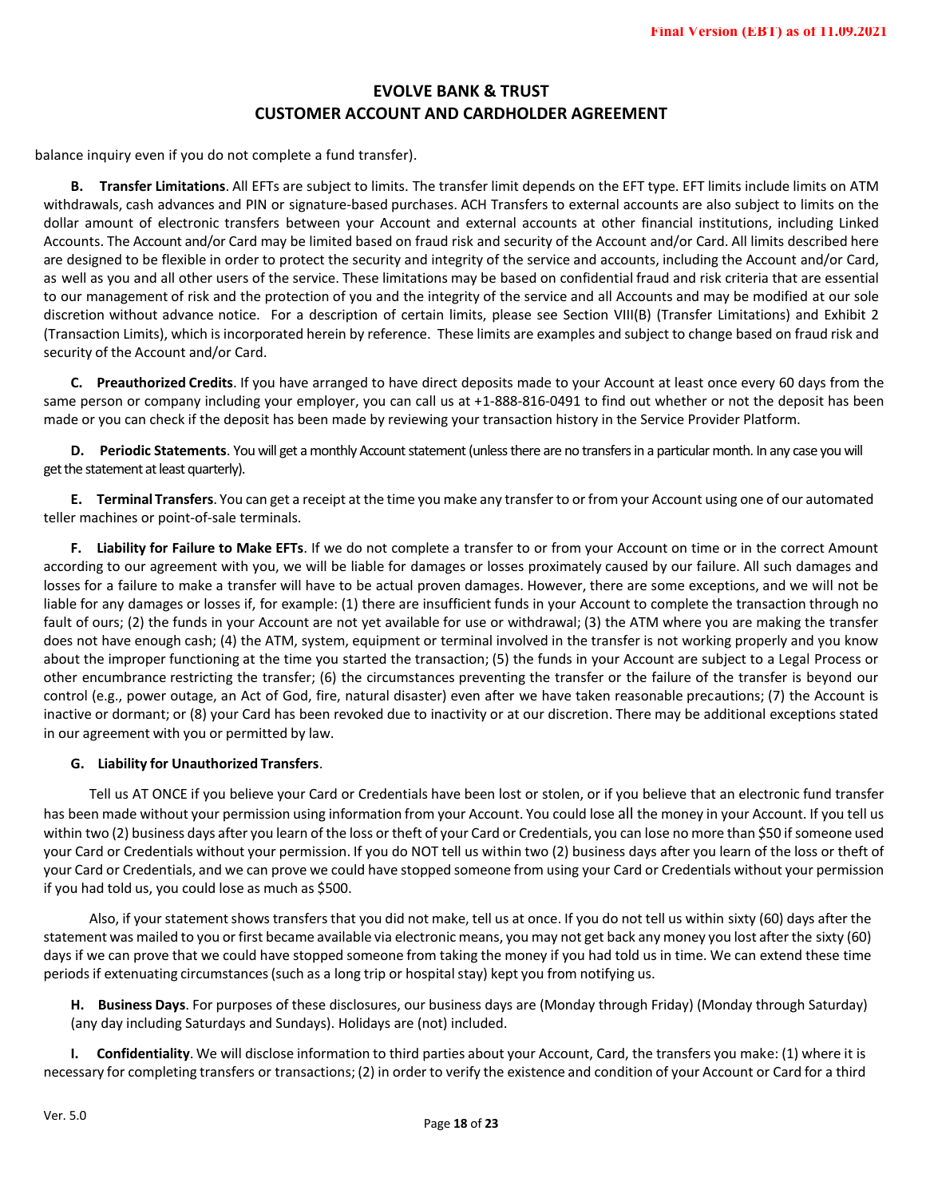balance inquiry even if you do not complete a fund transfer).

**B. Transfer Limitations**. All EFTs are subject to limits. The transfer limit depends on the EFT type. EFT limits include limits on ATM withdrawals, cash advances and PIN or signature-based purchases. ACH Transfers to external accounts are also subject to limits on the dollar amount of electronic transfers between your Account and external accounts at other financial institutions, including Linked Accounts. The Account and/or Card may be limited based on fraud risk and security of the Account and/or Card. All limits described here are designed to be flexible in order to protect the security and integrity of the service and accounts, including the Account and/or Card, as well as you and all other users of the service. These limitations may be based on confidential fraud and risk criteria that are essential to our management of risk and the protection of you and the integrity of the service and all Accounts and may be modified at our sole discretion without advance notice. For a description of certain limits, please see Section VIII(B) (Transfer Limitations) and Exhibit 2 (Transaction Limits), which is incorporated herein by reference. These limits are examples and subject to change based on fraud risk and security of the Account and/or Card.

**C. Preauthorized Credits**. If you have arranged to have direct deposits made to your Account at least once every 60 days from the same person or company including your employer, you can call us at +1-888-816-0491 to find out whether or not the deposit has been made or you can check if the deposit has been made by reviewing your transaction history in the Service Provider Platform.

**D. Periodic Statements**. You will get a monthly Account statement (unless there are no transfers in a particular month. In any case you will get the statement at least quarterly).

**E. Terminal Transfers**. You can get a receipt at the time you make any transfer to or from your Account using one of our automated teller machines or point-of-sale terminals.

**F. Liability for Failure to Make EFTs**. If we do not complete a transfer to or from your Account on time or in the correct Amount according to our agreement with you, we will be liable for damages or losses proximately caused by our failure. All such damages and losses for a failure to make a transfer will have to be actual proven damages. However, there are some exceptions, and we will not be liable for any damages or losses if, for example: (1) there are insufficient funds in your Account to complete the transaction through no fault of ours; (2) the funds in your Account are not yet available for use or withdrawal; (3) the ATM where you are making the transfer does not have enough cash; (4) the ATM, system, equipment or terminal involved in the transfer is not working properly and you know about the improper functioning at the time you started the transaction; (5) the funds in your Account are subject to a Legal Process or other encumbrance restricting the transfer; (6) the circumstances preventing the transfer or the failure of the transfer is beyond our control (e.g., power outage, an Act of God, fire, natural disaster) even after we have taken reasonable precautions; (7) the Account is inactive or dormant; or (8) your Card has been revoked due to inactivity or at our discretion. There may be additional exceptions stated in our agreement with you or permitted by law.

**G. Liability for Unauthorized Transfers**.

Tell us AT ONCE if you believe your Card or Credentials have been lost or stolen, or if you believe that an electronic fund transfer has been made without your permission using information from your Account. You could lose all the money in your Account. If you tell us within two (2) business days after you learn of the loss or theft of your Card or Credentials, you can lose no more than $50 if someone used your Card or Credentials without your permission. If you do NOT tell us within two (2) business days after you learn of the loss or theft of your Card or Credentials, and we can prove we could have stopped someone from using your Card or Credentials without your permission if you had told us, you could lose as much as $500.

Also, if your statement shows transfers that you did not make, tell us at once. If you do not tell us within sixty (60) days after the statement was mailed to you or first became available via electronic means, you may not get back any money you lost after the sixty (60) days if we can prove that we could have stopped someone from taking the money if you had told us in time. We can extend these time periods if extenuating circumstances (such as a long trip or hospital stay) kept you from notifying us.

**H. Business Days**. For purposes of these disclosures, our business days are (Monday through Friday) (Monday through Saturday) (any day including Saturdays and Sundays). Holidays are (not) included.

**I. Confidentiality**. We will disclose information to third parties about your Account, Card, the transfers you make: (1) where it is necessary for completing transfers or transactions; (2) in order to verify the existence and condition of your Account or Card for a third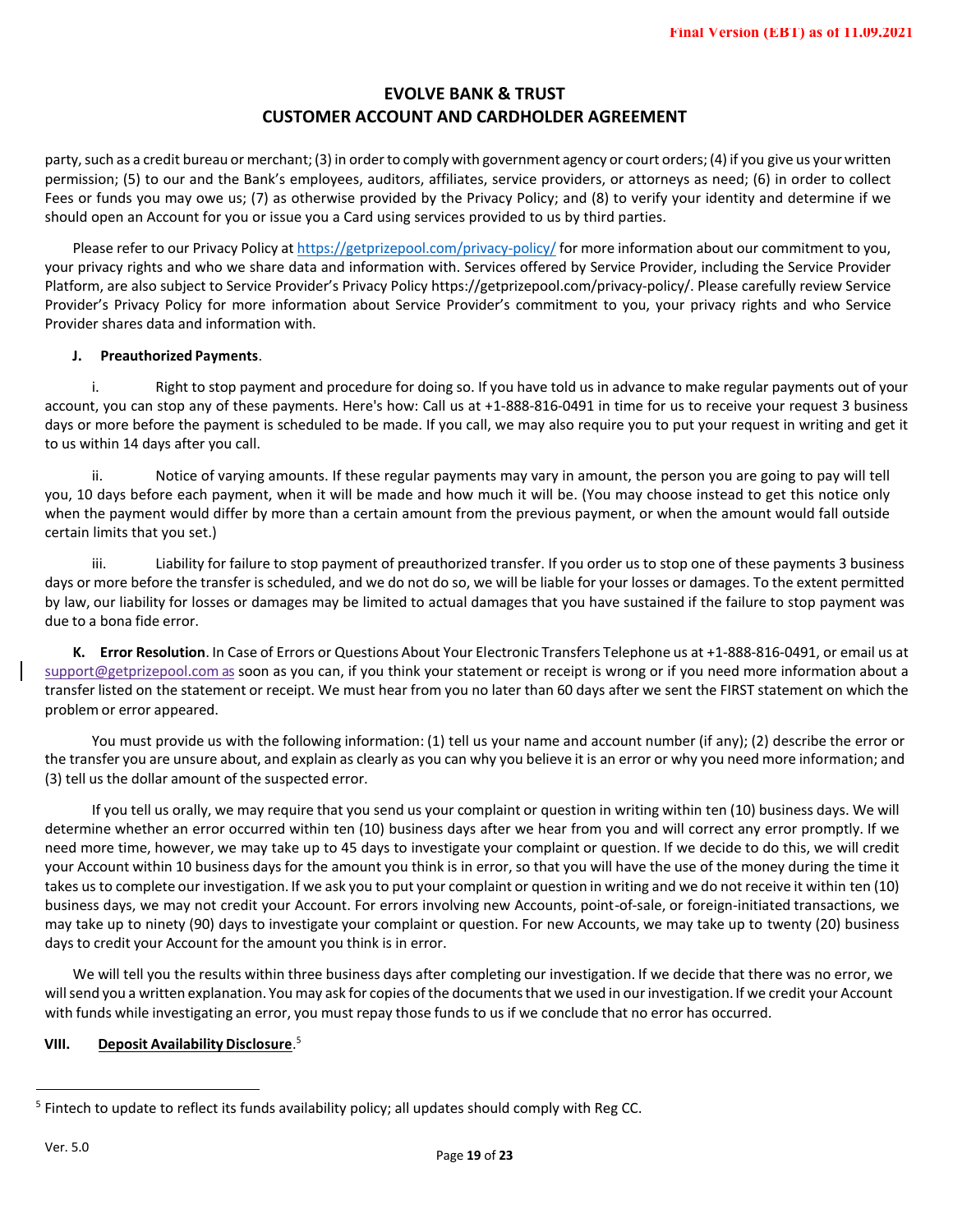party, such as a credit bureau or merchant; (3) in order to comply with government agency or court orders; (4) if you give us your written permission; (5) to our and the Bank's employees, auditors, affiliates, service providers, or attorneys as need; (6) in order to collect Fees or funds you may owe us; (7) as otherwise provided by the Privacy Policy; and (8) to verify your identity and determine if we should open an Account for you or issue you a Card using services provided to us by third parties.

Please refer to our Privacy Policy at https://getprizepool.com/privacy-policy/ for more information about our commitment to you, your privacy rights and who we share data and information with. Services offered by Service Provider, including the Service Provider Platform, are also subject to Service Provider's Privacy Policy https://getprizepool.com/privacy-policy/. Please carefully review Service Provider's Privacy Policy for more information about Service Provider's commitment to you, your privacy rights and who Service Provider shares data and information with.

**J. Preauthorized Payments**.

i. Right to stop payment and procedure for doing so. If you have told us in advance to make regular payments out of your account, you can stop any of these payments. Here's how: Call us at +1-888-816-0491 in time for us to receive your request 3 business days or more before the payment is scheduled to be made. If you call, we may also require you to put your request in writing and get it to us within 14 days after you call.

ii. Notice of varying amounts. If these regular payments may vary in amount, the person you are going to pay will tell you, 10 days before each payment, when it will be made and how much it will be. (You may choose instead to get this notice only when the payment would differ by more than a certain amount from the previous payment, or when the amount would fall outside certain limits that you set.)

iii. Liability for failure to stop payment of preauthorized transfer. If you order us to stop one of these payments 3 business days or more before the transfer is scheduled, and we do not do so, we will be liable for your losses or damages. To the extent permitted by law, our liability for losses or damages may be limited to actual damages that you have sustained if the failure to stop payment was due to a bona fide error.

**K. Error Resolution**. In Case of Errors or Questions About Your Electronic Transfers Telephone us at +1-888-816-0491, or email us at support@getprizepool.com as soon as you can, if you think your statement or receipt is wrong or if you need more information about a transfer listed on the statement or receipt. We must hear from you no later than 60 days after we sent the FIRST statement on which the problem or error appeared.

You must provide us with the following information: (1) tell us your name and account number (if any); (2) describe the error or the transfer you are unsure about, and explain as clearly as you can why you believe it is an error or why you need more information; and (3) tell us the dollar amount of the suspected error.

If you tell us orally, we may require that you send us your complaint or question in writing within ten (10) business days. We will determine whether an error occurred within ten (10) business days after we hear from you and will correct any error promptly. If we need more time, however, we may take up to 45 days to investigate your complaint or question. If we decide to do this, we will credit your Account within 10 business days for the amount you think is in error, so that you will have the use of the money during the time it takes us to complete our investigation. If we ask you to put your complaint or question in writing and we do not receive it within ten (10) business days, we may not credit your Account. For errors involving new Accounts, point-of-sale, or foreign-initiated transactions, we may take up to ninety (90) days to investigate your complaint or question. For new Accounts, we may take up to twenty (20) business days to credit your Account for the amount you think is in error.

We will tell you the results within three business days after completing our investigation. If we decide that there was no error, we will send you a written explanation. You may ask for copies of the documents that we used in our investigation. If we credit your Account with funds while investigating an error, you must repay those funds to us if we conclude that no error has occurred.

## VIII. Deposit Availability Disclosure.[5]

[5] Fintech to update to reflect its funds availability policy; all updates should comply with Reg CC.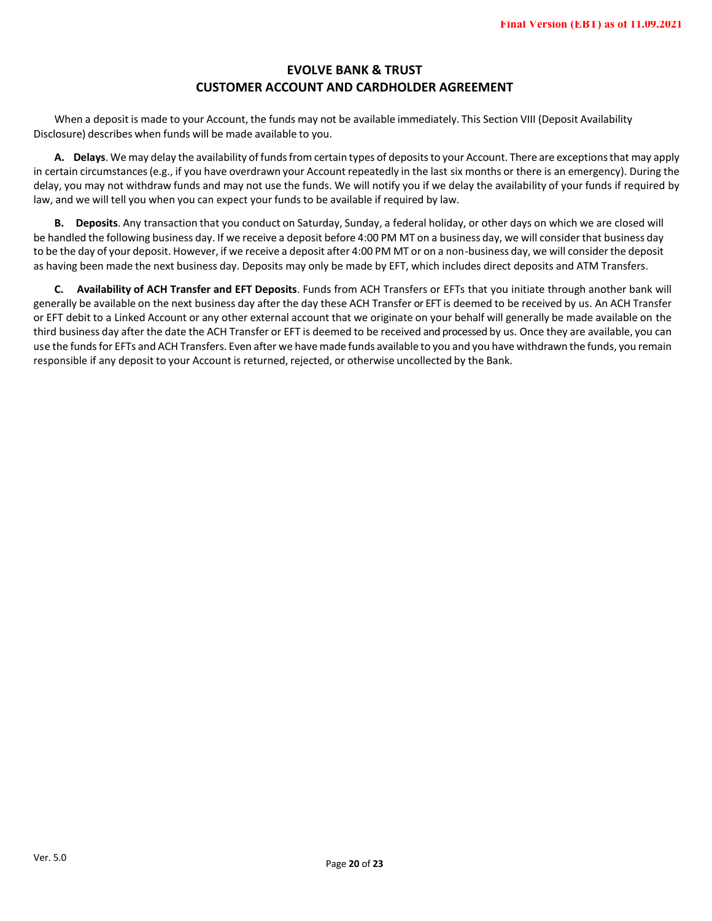When a deposit is made to your Account, the funds may not be available immediately. This Section VIII (Deposit Availability Disclosure) describes when funds will be made available to you.

**A. Delays**. We may delay the availability of funds from certain types of deposits to your Account. There are exceptions that may apply in certain circumstances (e.g., if you have overdrawn your Account repeatedly in the last six months or there is an emergency). During the delay, you may not withdraw funds and may not use the funds. We will notify you if we delay the availability of your funds if required by law, and we will tell you when you can expect your funds to be available if required by law.

**B. Deposits**. Any transaction that you conduct on Saturday, Sunday, a federal holiday, or other days on which we are closed will be handled the following business day. If we receive a deposit before 4:00 PM MT on a business day, we will consider that business day to be the day of your deposit. However, if we receive a deposit after 4:00 PM MT or on a non-business day, we will consider the deposit as having been made the next business day. Deposits may only be made by EFT, which includes direct deposits and ATM Transfers.

**C. Availability of ACH Transfer and EFT Deposits**. Funds from ACH Transfers or EFTs that you initiate through another bank will generally be available on the next business day after the day these ACH Transfer or EFT is deemed to be received by us. An ACH Transfer or EFT debit to a Linked Account or any other external account that we originate on your behalf will generally be made available on the third business day after the date the ACH Transfer or EFT is deemed to be received and processed by us. Once they are available, you can use the funds for EFTs and ACH Transfers. Even after we have made funds available to you and you have withdrawn the funds, you remain responsible if any deposit to your Account is returned, rejected, or otherwise uncollected by the Bank.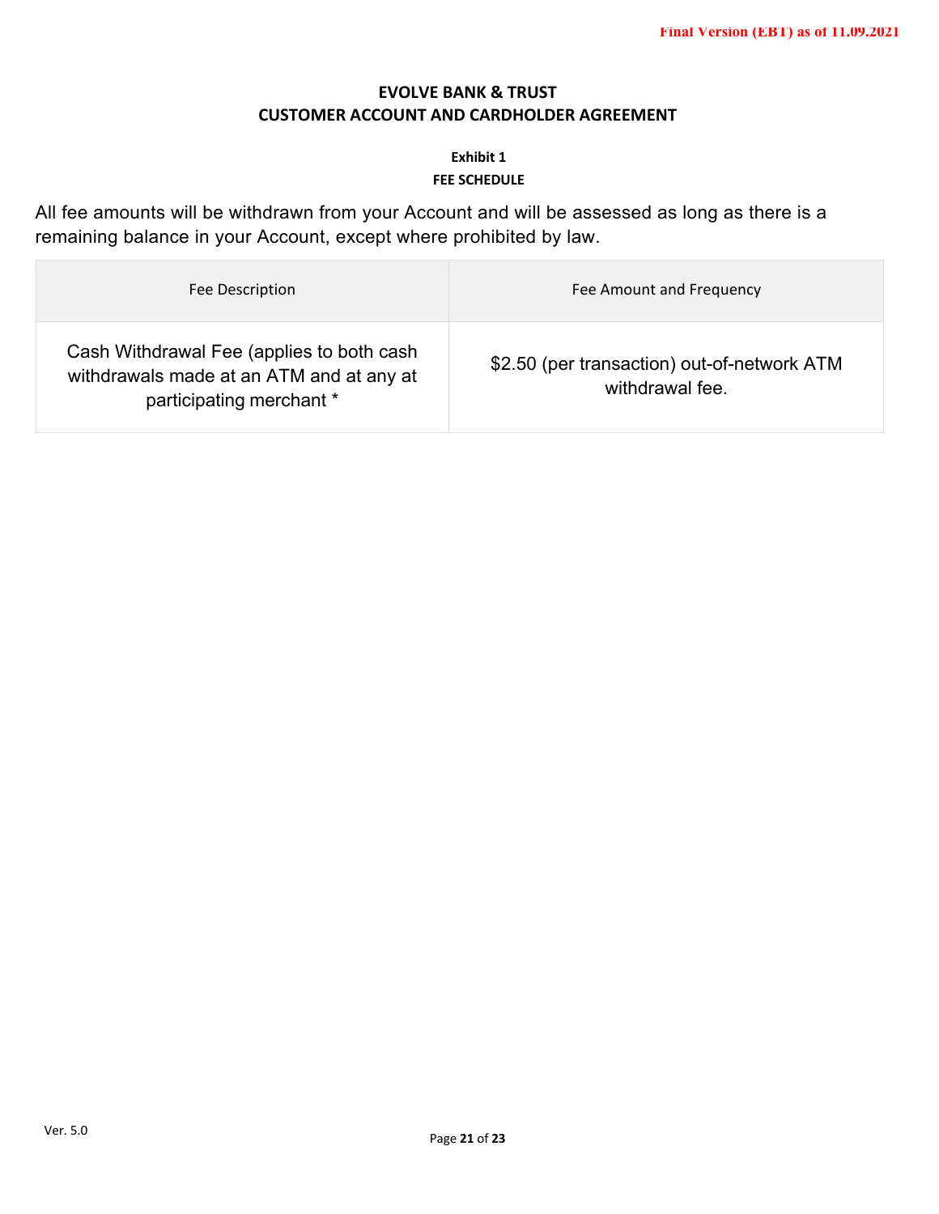## EVOLVE BANK & TRUST
## CUSTOMER ACCOUNT AND CARDHOLDER AGREEMENT

### Exhibit 1
### FEE SCHEDULE

All fee amounts will be withdrawn from your Account and will be assessed as long as there is a remaining balance in your Account, except where prohibited by law.

| Fee Description | Fee Amount and Frequency |
| --- | --- |
| Cash Withdrawal Fee (applies to both cash withdrawals made at an ATM and at any at participating merchant * | $2.50 (per transaction) out-of-network ATM withdrawal fee. |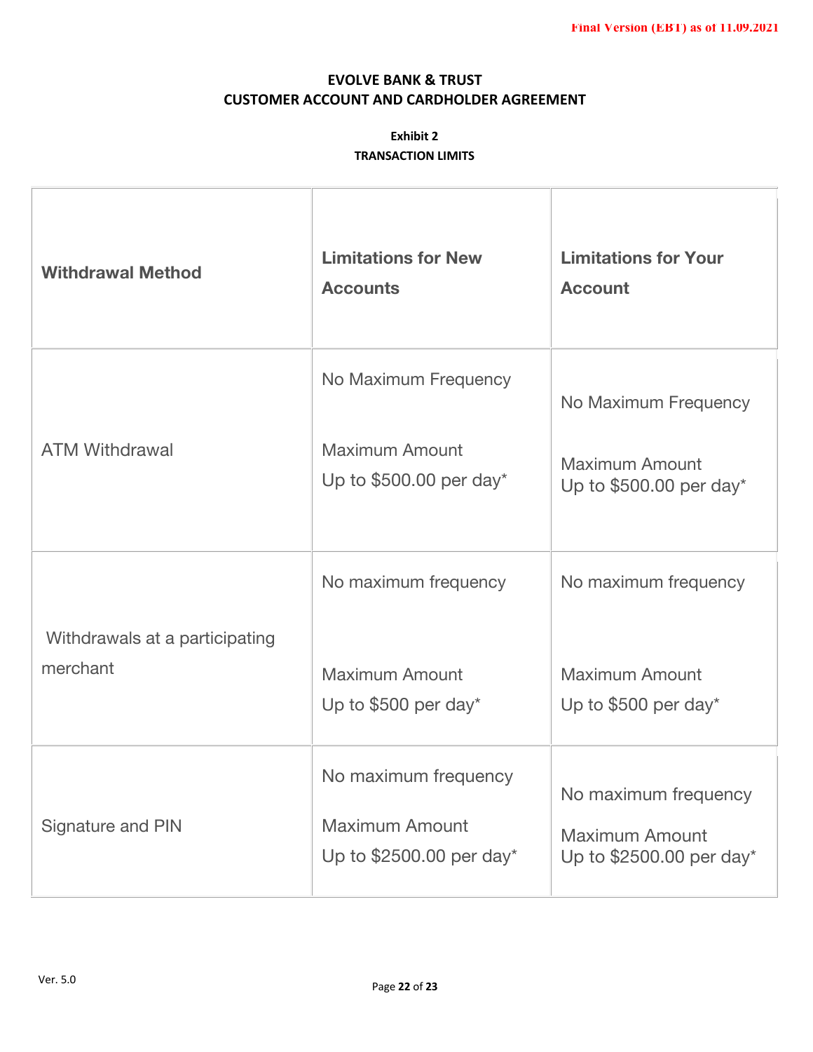**EVOLVE BANK & TRUST**
**CUSTOMER ACCOUNT AND CARDHOLDER AGREEMENT**

**Exhibit 2**
**TRANSACTION LIMITS**

| **Withdrawal Method** | **Limitations for New Accounts** | **Limitations for Your Account** |
|---|---|---|
| ATM Withdrawal | No Maximum Frequency<br><br>Maximum Amount<br>Up to $500.00 per day* | No Maximum Frequency<br><br>Maximum Amount<br>Up to $500.00 per day* |
| Withdrawals at a participating merchant | No maximum frequency<br><br>Maximum Amount<br>Up to $500 per day* | No maximum frequency<br><br>Maximum Amount<br>Up to $500 per day* |
| Signature and PIN | No maximum frequency<br><br>Maximum Amount<br>Up to $2500.00 per day* | No maximum frequency<br><br>Maximum Amount<br>Up to $2500.00 per day* |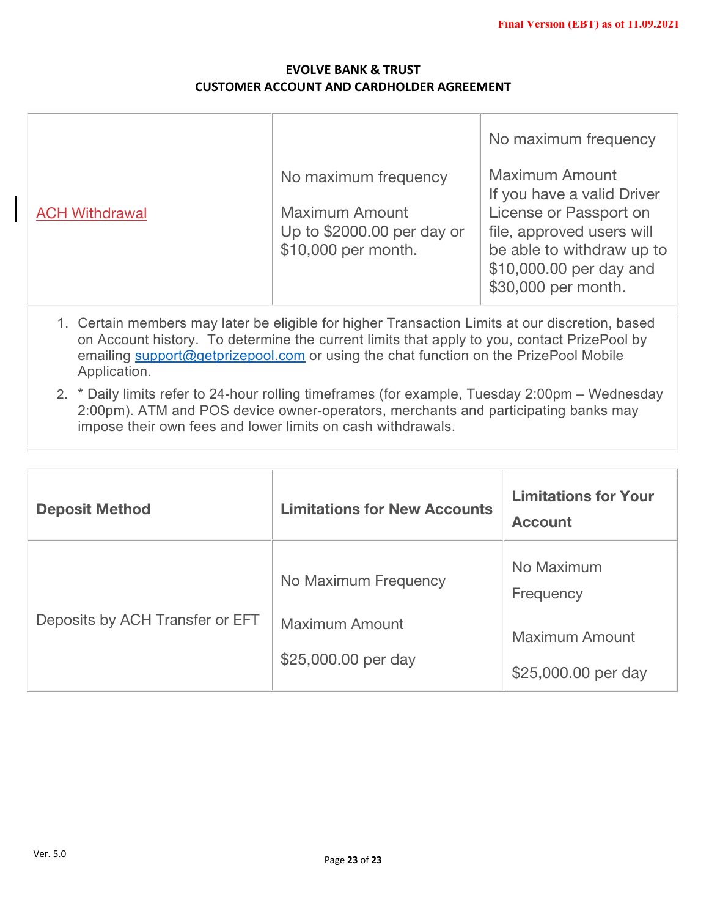**EVOLVE BANK & TRUST**
**CUSTOMER ACCOUNT AND CARDHOLDER AGREEMENT**

| | | |
|---|---|---|
| ACH Withdrawal | No maximum frequency<br><br>Maximum Amount<br>Up to $2000.00 per day or $10,000 per month. | No maximum frequency<br><br>Maximum Amount<br>If you have a valid Driver License or Passport on file, approved users will be able to withdraw up to $10,000.00 per day and $30,000 per month. |

1. Certain members may later be eligible for higher Transaction Limits at our discretion, based on Account history. To determine the current limits that apply to you, contact PrizePool by emailing support@getprizepool.com or using the chat function on the PrizePool Mobile Application.
2. * Daily limits refer to 24-hour rolling timeframes (for example, Tuesday 2:00pm – Wednesday 2:00pm). ATM and POS device owner-operators, merchants and participating banks may impose their own fees and lower limits on cash withdrawals.

| Deposit Method | Limitations for New Accounts | Limitations for Your Account |
|---|---|---|
| Deposits by ACH Transfer or EFT | No Maximum Frequency<br><br>Maximum Amount<br><br>$25,000.00 per day | No Maximum Frequency<br><br>Maximum Amount<br><br>$25,000.00 per day |